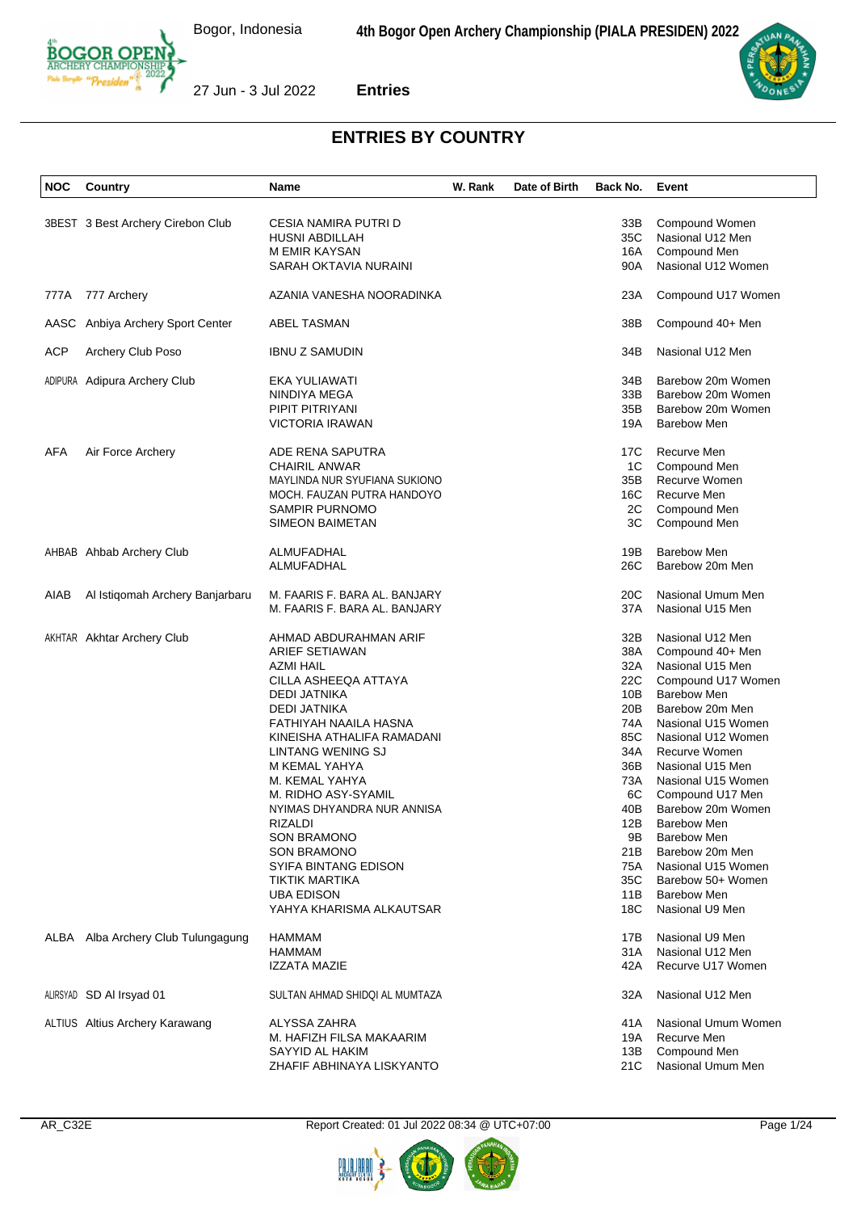# ENTRIES BY COUNTRY

| NOC | Country | Name | W. Rank | Date of Birth | Back No. | Event |
|---|---|---|---|---|---|---|
| 3BEST | 3 Best Archery Cirebon Club | CESIA NAMIRA PUTRI D | | | 33B | Compound Women |
| | | HUSNI ABDILLAH | | | 35C | Nasional U12 Men |
| | | M EMIR KAYSAN | | | 16A | Compound Men |
| | | SARAH OKTAVIA NURAINI | | | 90A | Nasional U12 Women |
| 777A | 777 Archery | AZANIA VANESHA NOORADINKA | | | 23A | Compound U17 Women |
| AASC | Anbiya Archery Sport Center | ABEL TASMAN | | | 38B | Compound 40+ Men |
| ACP | Archery Club Poso | IBNU Z SAMUDIN | | | 34B | Nasional U12 Men |
| ADIPURA | Adipura Archery Club | EKA YULIAWATI | | | 34B | Barebow 20m Women |
| | | NINDIYA MEGA | | | 33B | Barebow 20m Women |
| | | PIPIT PITRIYANI | | | 35B | Barebow 20m Women |
| | | VICTORIA IRAWAN | | | 19A | Barebow Men |
| AFA | Air Force Archery | ADE RENA SAPUTRA | | | 17C | Recurve Men |
| | | CHAIRIL ANWAR | | | 1C | Compound Men |
| | | MAYLINDA NUR SYUFIANA SUKIONO | | | 35B | Recurve Women |
| | | MOCH. FAUZAN PUTRA HANDOYO | | | 16C | Recurve Men |
| | | SAMPIR PURNOMO | | | 2C | Compound Men |
| | | SIMEON BAIMETAN | | | 3C | Compound Men |
| AHBAB | Ahbab Archery Club | ALMUFADHAL | | | 19B | Barebow Men |
| | | ALMUFADHAL | | | 26C | Barebow 20m Men |
| AIAB | Al Istiqomah Archery Banjarbaru | M. FAARIS F. BARA AL. BANJARY | | | 20C | Nasional Umum Men |
| | | M. FAARIS F. BARA AL. BANJARY | | | 37A | Nasional U15 Men |
| AKHTAR | Akhtar Archery Club | AHMAD ABDURAHMAN ARIF | | | 32B | Nasional U12 Men |
| | | ARIEF SETIAWAN | | | 38A | Compound 40+ Men |
| | | AZMI HAIL | | | 32A | Nasional U15 Men |
| | | CILLA ASHEEQA ATTAYA | | | 22C | Compound U17 Women |
| | | DEDI JATNIKA | | | 10B | Barebow Men |
| | | DEDI JATNIKA | | | 20B | Barebow 20m Men |
| | | FATHIYAH NAAILA HASNA | | | 74A | Nasional U15 Women |
| | | KINEISHA ATHALIFA RAMADANI | | | 85C | Nasional U12 Women |
| | | LINTANG WENING SJ | | | 34A | Recurve Women |
| | | M KEMAL YAHYA | | | 36B | Nasional U15 Men |
| | | M. KEMAL YAHYA | | | 73A | Nasional U15 Women |
| | | M. RIDHO ASY-SYAMIL | | | 6C | Compound U17 Men |
| | | NYIMAS DHYANDRA NUR ANNISA | | | 40B | Barebow 20m Women |
| | | RIZALDI | | | 12B | Barebow Men |
| | | SON BRAMONO | | | 9B | Barebow Men |
| | | SON BRAMONO | | | 21B | Barebow 20m Men |
| | | SYIFA BINTANG EDISON | | | 75A | Nasional U15 Women |
| | | TIKTIK MARTIKA | | | 35C | Barebow 50+ Women |
| | | UBA EDISON | | | 11B | Barebow Men |
| | | YAHYA KHARISMA ALKAUTSAR | | | 18C | Nasional U9 Men |
| ALBA | Alba Archery Club Tulungagung | HAMMAM | | | 17B | Nasional U9 Men |
| | | HAMMAM | | | 31A | Nasional U12 Men |
| | | IZZATA MAZIE | | | 42A | Recurve U17 Women |
| ALIRSYAD | SD Al Irsyad 01 | SULTAN AHMAD SHIDQI AL MUMTAZA | | | 32A | Nasional U12 Men |
| ALTIUS | Altius Archery Karawang | ALYSSA ZAHRA | | | 41A | Nasional Umum Women |
| | | M. HAFIZH FILSA MAKAARIM | | | 19A | Recurve Men |
| | | SAYYID AL HAKIM | | | 13B | Compound Men |
| | | ZHAFIF ABHINAYA LISKYANTO | | | 21C | Nasional Umum Men |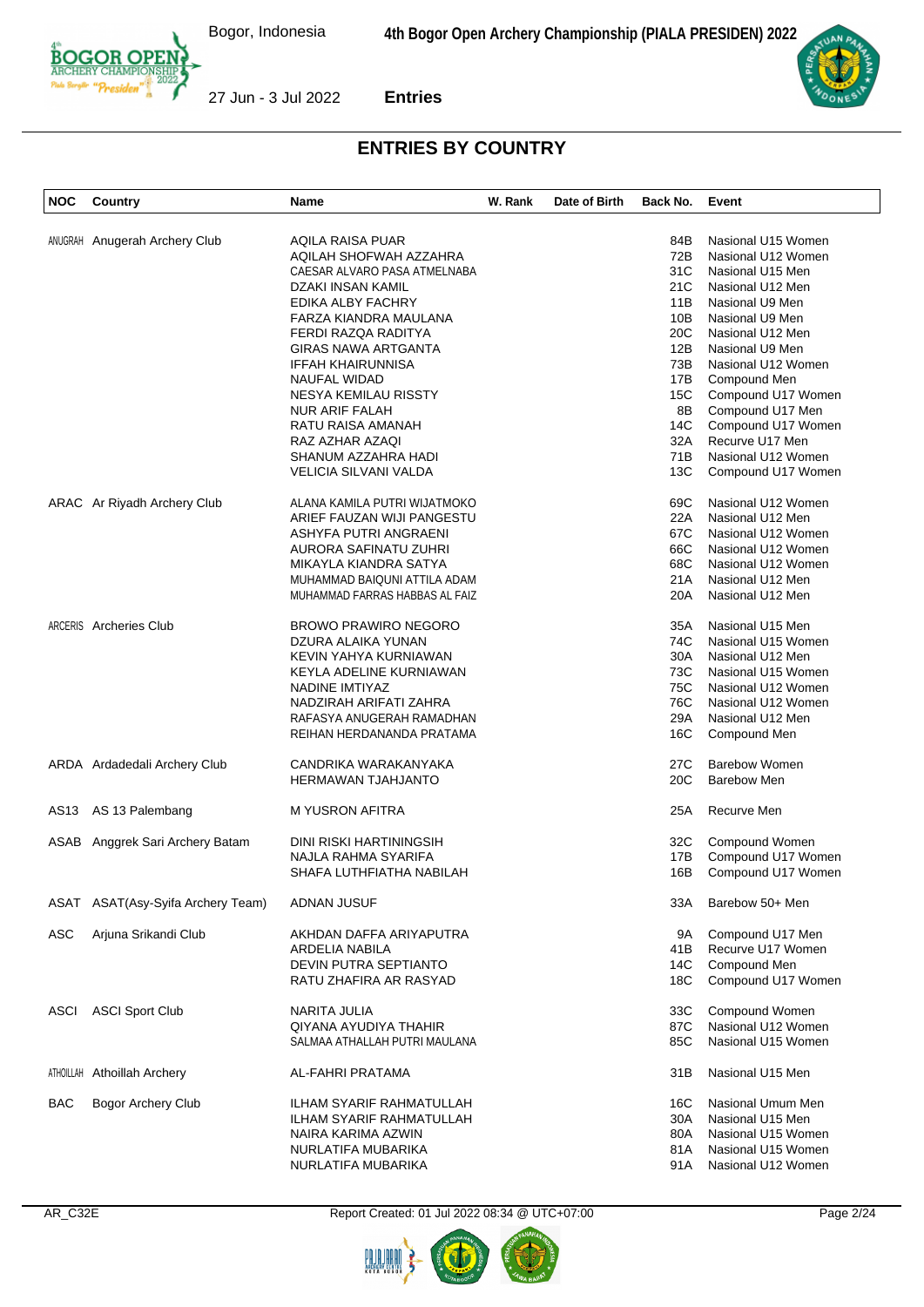## ENTRIES BY COUNTRY

| NOC | Country | Name | W. Rank | Date of Birth | Back No. | Event |
|---|---|---|---|---|---|---|
| ANUGRAH | Anugerah Archery Club | AQILA RAISA PUAR | | | 84B | Nasional U15 Women |
| | | AQILAH SHOFWAH AZZAHRA | | | 72B | Nasional U12 Women |
| | | CAESAR ALVARO PASA ATMELNABA | | | 31C | Nasional U15 Men |
| | | DZAKI INSAN KAMIL | | | 21C | Nasional U12 Men |
| | | EDIKA ALBY FACHRY | | | 11B | Nasional U9 Men |
| | | FARZA KIANDRA MAULANA | | | 10B | Nasional U9 Men |
| | | FERDI RAZQA RADITYA | | | 20C | Nasional U12 Men |
| | | GIRAS NAWA ARTGANTA | | | 12B | Nasional U9 Men |
| | | IFFAH KHAIRUNNISA | | | 73B | Nasional U12 Women |
| | | NAUFAL WIDAD | | | 17B | Compound Men |
| | | NESYA KEMILAU RISSTY | | | 15C | Compound U17 Women |
| | | NUR ARIF FALAH | | | 8B | Compound U17 Men |
| | | RATU RAISA AMANAH | | | 14C | Compound U17 Women |
| | | RAZ AZHAR AZAQI | | | 32A | Recurve U17 Men |
| | | SHANUM AZZAHRA HADI | | | 71B | Nasional U12 Women |
| | | VELICIA SILVANI VALDA | | | 13C | Compound U17 Women |
| ARAC | Ar Riyadh Archery Club | ALANA KAMILA PUTRI WIJATMOKO | | | 69C | Nasional U12 Women |
| | | ARIEF FAUZAN WIJI PANGESTU | | | 22A | Nasional U12 Men |
| | | ASHYFA PUTRI ANGRAENI | | | 67C | Nasional U12 Women |
| | | AURORA SAFINATU ZUHRI | | | 66C | Nasional U12 Women |
| | | MIKAYLA KIANDRA SATYA | | | 68C | Nasional U12 Women |
| | | MUHAMMAD BAIQUNI ATTILA ADAM | | | 21A | Nasional U12 Men |
| | | MUHAMMAD FARRAS HABBAS AL FAIZ | | | 20A | Nasional U12 Men |
| ARCERIS | Archeries Club | BROWO PRAWIRO NEGORO | | | 35A | Nasional U15 Men |
| | | DZURA ALAIKA YUNAN | | | 74C | Nasional U15 Women |
| | | KEVIN YAHYA KURNIAWAN | | | 30A | Nasional U12 Men |
| | | KEYLA ADELINE KURNIAWAN | | | 73C | Nasional U15 Women |
| | | NADINE IMTIYAZ | | | 75C | Nasional U12 Women |
| | | NADZIRAH ARIFATI ZAHRA | | | 76C | Nasional U12 Women |
| | | RAFASYA ANUGERAH RAMADHAN | | | 29A | Nasional U12 Men |
| | | REIHAN HERDANANDA PRATAMA | | | 16C | Compound Men |
| ARDA | Ardadedali Archery Club | CANDRIKA WARAKANYAKA | | | 27C | Barebow Women |
| | | HERMAWAN TJAHJANTO | | | 20C | Barebow Men |
| AS13 | AS 13 Palembang | M YUSRON AFITRA | | | 25A | Recurve Men |
| ASAB | Anggrek Sari Archery Batam | DINI RISKI HARTININGSIH | | | 32C | Compound Women |
| | | NAJLA RAHMA SYARIFA | | | 17B | Compound U17 Women |
| | | SHAFA LUTHFIATHA NABILAH | | | 16B | Compound U17 Women |
| ASAT | ASAT(Asy-Syifa Archery Team) | ADNAN JUSUF | | | 33A | Barebow 50+ Men |
| ASC | Arjuna Srikandi Club | AKHDAN DAFFA ARIYAPUTRA | | | 9A | Compound U17 Men |
| | | ARDELIA NABILA | | | 41B | Recurve U17 Women |
| | | DEVIN PUTRA SEPTIANTO | | | 14C | Compound Men |
| | | RATU ZHAFIRA AR RASYAD | | | 18C | Compound U17 Women |
| ASCI | ASCI Sport Club | NARITA JULIA | | | 33C | Compound Women |
| | | QIYANA AYUDIYA THAHIR | | | 87C | Nasional U12 Women |
| | | SALMAA ATHALLAH PUTRI MAULANA | | | 85C | Nasional U15 Women |
| ATHOILLAH | Athoillah Archery | AL-FAHRI PRATAMA | | | 31B | Nasional U15 Men |
| BAC | Bogor Archery Club | ILHAM SYARIF RAHMATULLAH | | | 16C | Nasional Umum Men |
| | | ILHAM SYARIF RAHMATULLAH | | | 30A | Nasional U15 Men |
| | | NAIRA KARIMA AZWIN | | | 80A | Nasional U15 Women |
| | | NURLATIFA MUBARIKA | | | 81A | Nasional U15 Women |
| | | NURLATIFA MUBARIKA | | | 91A | Nasional U12 Women |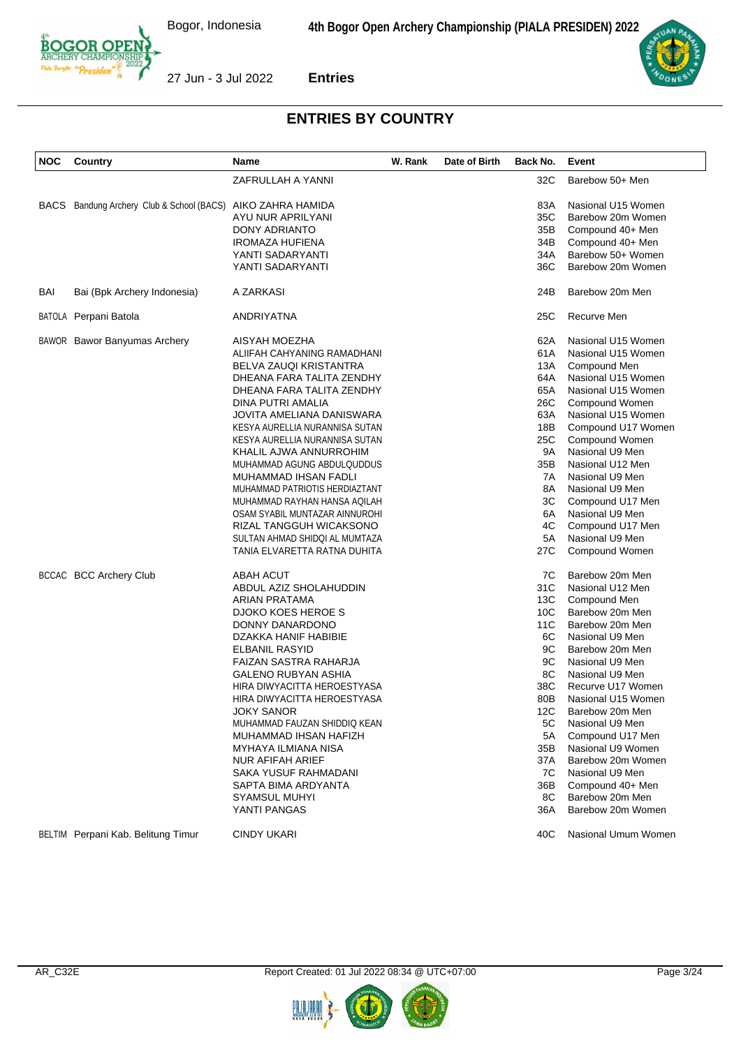## ENTRIES BY COUNTRY

| NOC | Country | Name | W. Rank | Date of Birth | Back No. | Event |
|---|---|---|---|---|---|---|
| | | ZAFRULLAH A YANNI | | | 32C | Barebow 50+ Men |
| BACS | Bandung Archery Club & School (BACS) | AIKO ZAHRA HAMIDA | | | 83A | Nasional U15 Women |
| | | AYU NUR APRILYANI | | | 35C | Barebow 20m Women |
| | | DONY ADRIANTO | | | 35B | Compound 40+ Men |
| | | IROMAZA HUFIENA | | | 34B | Compound 40+ Men |
| | | YANTI SADARYANTI | | | 34A | Barebow 50+ Women |
| | | YANTI SADARYANTI | | | 36C | Barebow 20m Women |
| BAI | Bai (Bpk Archery Indonesia) | A ZARKASI | | | 24B | Barebow 20m Men |
| BATOLA | Perpani Batola | ANDRIYATNA | | | 25C | Recurve Men |
| BAWOR | Bawor Banyumas Archery | AISYAH MOEZHA | | | 62A | Nasional U15 Women |
| | | ALIIFAH CAHYANING RAMADHANI | | | 61A | Nasional U15 Women |
| | | BELVA ZAUQI KRISTANTRA | | | 13A | Compound Men |
| | | DHEANA FARA TALITA ZENDHY | | | 64A | Nasional U15 Women |
| | | DHEANA FARA TALITA ZENDHY | | | 65A | Nasional U15 Women |
| | | DINA PUTRI AMALIA | | | 26C | Compound Women |
| | | JOVITA AMELIANA DANISWARA | | | 63A | Nasional U15 Women |
| | | KESYA AURELLIA NURANNISA SUTAN | | | 18B | Compound U17 Women |
| | | KESYA AURELLIA NURANNISA SUTAN | | | 25C | Compound Women |
| | | KHALIL AJWA ANNURROHIM | | | 9A | Nasional U9 Men |
| | | MUHAMMAD AGUNG ABDULQUDDUS | | | 35B | Nasional U12 Men |
| | | MUHAMMAD IHSAN FADLI | | | 7A | Nasional U9 Men |
| | | MUHAMMAD PATRIOTIS HERDIAZTANT | | | 8A | Nasional U9 Men |
| | | MUHAMMAD RAYHAN HANSA AQILAH | | | 3C | Compound U17 Men |
| | | OSAM SYABIL MUNTAZAR AINNUROHI | | | 6A | Nasional U9 Men |
| | | RIZAL TANGGUH WICAKSONO | | | 4C | Compound U17 Men |
| | | SULTAN AHMAD SHIDQI AL MUMTAZA | | | 5A | Nasional U9 Men |
| | | TANIA ELVARETTA RATNA DUHITA | | | 27C | Compound Women |
| BCCAC | BCC Archery Club | ABAH ACUT | | | 7C | Barebow 20m Men |
| | | ABDUL AZIZ SHOLAHUDDIN | | | 31C | Nasional U12 Men |
| | | ARIAN PRATAMA | | | 13C | Compound Men |
| | | DJOKO KOES HEROE S | | | 10C | Barebow 20m Men |
| | | DONNY DANARDONO | | | 11C | Barebow 20m Men |
| | | DZAKKA HANIF HABIBIE | | | 6C | Nasional U9 Men |
| | | ELBANIL RASYID | | | 9C | Barebow 20m Men |
| | | FAIZAN SASTRA RAHARJA | | | 9C | Nasional U9 Men |
| | | GALENO RUBYAN ASHIA | | | 8C | Nasional U9 Men |
| | | HIRA DIWYACITTA HEROESTYASA | | | 38C | Recurve U17 Women |
| | | HIRA DIWYACITTA HEROESTYASA | | | 80B | Nasional U15 Women |
| | | JOKY SANOR | | | 12C | Barebow 20m Men |
| | | MUHAMMAD FAUZAN SHIDDIQ KEAN | | | 5C | Nasional U9 Men |
| | | MUHAMMAD IHSAN HAFIZH | | | 5A | Compound U17 Men |
| | | MYHAYA ILMIANA NISA | | | 35B | Nasional U9 Women |
| | | NUR AFIFAH ARIEF | | | 37A | Barebow 20m Women |
| | | SAKA YUSUF RAHMADANI | | | 7C | Nasional U9 Men |
| | | SAPTA BIMA ARDYANTA | | | 36B | Compound 40+ Men |
| | | SYAMSUL MUHYI | | | 8C | Barebow 20m Men |
| | | YANTI PANGAS | | | 36A | Barebow 20m Women |
| BELTIM | Perpani Kab. Belitung Timur | CINDY UKARI | | | 40C | Nasional Umum Women |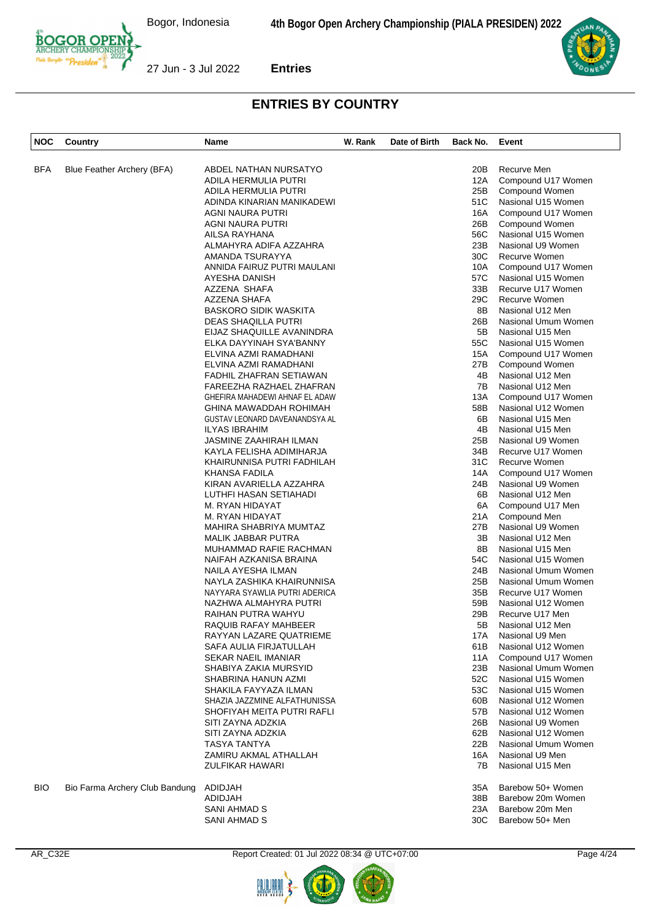## ENTRIES BY COUNTRY

| NOC | Country | Name | W. Rank | Date of Birth | Back No. | Event |
|---|---|---|---|---|---|---|
| BFA | Blue Feather Archery (BFA) | ABDEL NATHAN NURSATYO | | | 20B | Recurve Men |
| | | ADILA HERMULIA PUTRI | | | 12A | Compound U17 Women |
| | | ADILA HERMULIA PUTRI | | | 25B | Compound Women |
| | | ADINDA KINARIAN MANIKADEWI | | | 51C | Nasional U15 Women |
| | | AGNI NAURA PUTRI | | | 16A | Compound U17 Women |
| | | AGNI NAURA PUTRI | | | 26B | Compound Women |
| | | AILSA RAYHANA | | | 56C | Nasional U15 Women |
| | | ALMAHYRA ADIFA AZZAHRA | | | 23B | Nasional U9 Women |
| | | AMANDA TSURAYYA | | | 30C | Recurve Women |
| | | ANNIDA FAIRUZ PUTRI MAULANI | | | 10A | Compound U17 Women |
| | | AYESHA DANISH | | | 57C | Nasional U15 Women |
| | | AZZENA  SHAFA | | | 33B | Recurve U17 Women |
| | | AZZENA SHAFA | | | 29C | Recurve Women |
| | | BASKORO SIDIK WASKITA | | | 8B | Nasional U12 Men |
| | | DEAS SHAQILLA PUTRI | | | 26B | Nasional Umum Women |
| | | EIJAZ SHAQUILLE AVANINDRA | | | 5B | Nasional U15 Men |
| | | ELKA DAYYINAH SYA'BANNY | | | 55C | Nasional U15 Women |
| | | ELVINA AZMI RAMADHANI | | | 15A | Compound U17 Women |
| | | ELVINA AZMI RAMADHANI | | | 27B | Compound Women |
| | | FADHIL ZHAFRAN SETIAWAN | | | 4B | Nasional U12 Men |
| | | FAREEZHA RAZHAEL ZHAFRAN | | | 7B | Nasional U12 Men |
| | | GHEFIRA MAHADEWI AHNAF EL ADAW | | | 13A | Compound U17 Women |
| | | GHINA MAWADDAH ROHIMAH | | | 58B | Nasional U12 Women |
| | | GUSTAV LEONARD DAVEANANDSYA AL | | | 6B | Nasional U15 Men |
| | | ILYAS IBRAHIM | | | 4B | Nasional U15 Men |
| | | JASMINE ZAAHIRAH ILMAN | | | 25B | Nasional U9 Women |
| | | KAYLA FELISHA ADIMIHARJA | | | 34B | Recurve U17 Women |
| | | KHAIRUNNISA PUTRI FADHILAH | | | 31C | Recurve Women |
| | | KHANSA FADILA | | | 14A | Compound U17 Women |
| | | KIRAN AVARIELLA AZZAHRA | | | 24B | Nasional U9 Women |
| | | LUTHFI HASAN SETIAHADI | | | 6B | Nasional U12 Men |
| | | M. RYAN HIDAYAT | | | 6A | Compound U17 Men |
| | | M. RYAN HIDAYAT | | | 21A | Compound Men |
| | | MAHIRA SHABRIYA MUMTAZ | | | 27B | Nasional U9 Women |
| | | MALIK JABBAR PUTRA | | | 3B | Nasional U12 Men |
| | | MUHAMMAD RAFIE RACHMAN | | | 8B | Nasional U15 Men |
| | | NAIFAH AZKANISA BRAINA | | | 54C | Nasional U15 Women |
| | | NAILA AYESHA ILMAN | | | 24B | Nasional Umum Women |
| | | NAYLA ZASHIKA KHAIRUNNISA | | | 25B | Nasional Umum Women |
| | | NAYYARA SYAWLIA PUTRI ADERICA | | | 35B | Recurve U17 Women |
| | | NAZHWA ALMAHYRA PUTRI | | | 59B | Nasional U12 Women |
| | | RAIHAN PUTRA WAHYU | | | 29B | Recurve U17 Men |
| | | RAQUIB RAFAY MAHBEER | | | 5B | Nasional U12 Men |
| | | RAYYAN LAZARE QUATRIEME | | | 17A | Nasional U9 Men |
| | | SAFA AULIA FIRJATULLAH | | | 61B | Nasional U12 Women |
| | | SEKAR NAEIL IMANIAR | | | 11A | Compound U17 Women |
| | | SHABIYA ZAKIA MURSYID | | | 23B | Nasional Umum Women |
| | | SHABRINA HANUN AZMI | | | 52C | Nasional U15 Women |
| | | SHAKILA FAYYAZA ILMAN | | | 53C | Nasional U15 Women |
| | | SHAZIA JAZZMINE ALFATHUNISSA | | | 60B | Nasional U12 Women |
| | | SHOFIYAH MEITA PUTRI RAFLI | | | 57B | Nasional U12 Women |
| | | SITI ZAYNA ADZKIA | | | 26B | Nasional U9 Women |
| | | SITI ZAYNA ADZKIA | | | 62B | Nasional U12 Women |
| | | TASYA TANTYA | | | 22B | Nasional Umum Women |
| | | ZAMIRU AKMAL ATHALLAH | | | 16A | Nasional U9 Men |
| | | ZULFIKAR HAWARI | | | 7B | Nasional U15 Men |
| BIO | Bio Farma Archery Club Bandung | ADIDJAH | | | 35A | Barebow 50+ Women |
| | | ADIDJAH | | | 38B | Barebow 20m Women |
| | | SANI AHMAD S | | | 23A | Barebow 20m Men |
| | | SANI AHMAD S | | | 30C | Barebow 50+ Men |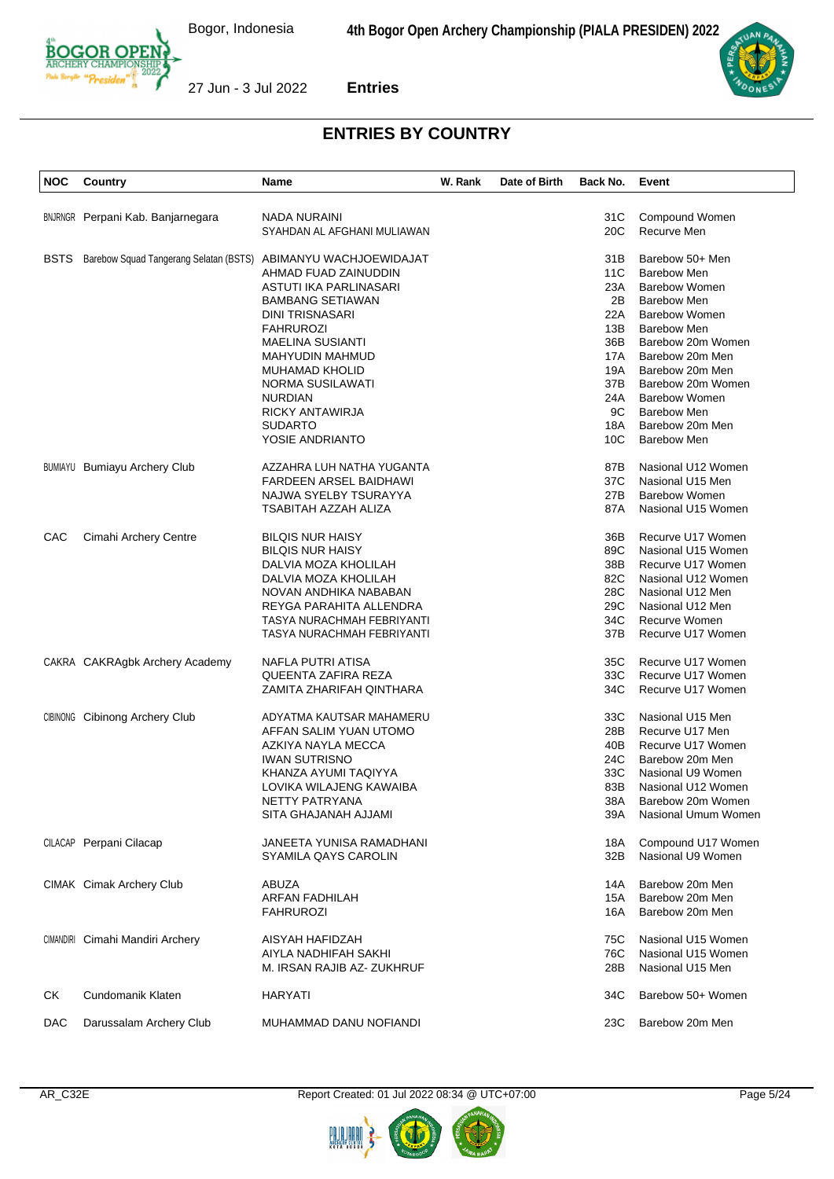## ENTRIES BY COUNTRY

| NOC | Country | Name | W. Rank | Date of Birth | Back No. | Event |
|---|---|---|---|---|---|---|
| BNJRNGR | Perpani Kab. Banjarnegara | NADA NURAINI | | | 31C | Compound Women |
| | | SYAHDAN AL AFGHANI MULIAWAN | | | 20C | Recurve Men |
| BSTS | Barebow Squad Tangerang Selatan (BSTS) | ABIMANYU WACHJOEWIDAJAT | | | 31B | Barebow 50+ Men |
| | | AHMAD FUAD ZAINUDDIN | | | 11C | Barebow Men |
| | | ASTUTI IKA PARLINASARI | | | 23A | Barebow Women |
| | | BAMBANG SETIAWAN | | | 2B | Barebow Men |
| | | DINI TRISNASARI | | | 22A | Barebow Women |
| | | FAHRUROZI | | | 13B | Barebow Men |
| | | MAELINA SUSIANTI | | | 36B | Barebow 20m Women |
| | | MAHYUDIN MAHMUD | | | 17A | Barebow 20m Men |
| | | MUHAMAD KHOLID | | | 19A | Barebow 20m Men |
| | | NORMA SUSILAWATI | | | 37B | Barebow 20m Women |
| | | NURDIAN | | | 24A | Barebow Women |
| | | RICKY ANTAWIRJA | | | 9C | Barebow Men |
| | | SUDARTO | | | 18A | Barebow 20m Men |
| | | YOSIE ANDRIANTO | | | 10C | Barebow Men |
| BUMIAYU | Bumiayu Archery Club | AZZAHRA LUH NATHA YUGANTA | | | 87B | Nasional U12 Women |
| | | FARDEEN ARSEL BAIDHAWI | | | 37C | Nasional U15 Men |
| | | NAJWA SYELBY TSURAYYA | | | 27B | Barebow Women |
| | | TSABITAH AZZAH ALIZA | | | 87A | Nasional U15 Women |
| CAC | Cimahi Archery Centre | BILQIS NUR HAISY | | | 36B | Recurve U17 Women |
| | | BILQIS NUR HAISY | | | 89C | Nasional U15 Women |
| | | DALVIA MOZA KHOLILAH | | | 38B | Recurve U17 Women |
| | | DALVIA MOZA KHOLILAH | | | 82C | Nasional U12 Women |
| | | NOVAN ANDHIKA NABABAN | | | 28C | Nasional U12 Men |
| | | REYGA PARAHITA ALLENDRA | | | 29C | Nasional U12 Men |
| | | TASYA NURACHMAH FEBRIYANTI | | | 34C | Recurve Women |
| | | TASYA NURACHMAH FEBRIYANTI | | | 37B | Recurve U17 Women |
| CAKRA | CAKRAgbk Archery Academy | NAFLA PUTRI ATISA | | | 35C | Recurve U17 Women |
| | | QUEENTA ZAFIRA REZA | | | 33C | Recurve U17 Women |
| | | ZAMITA ZHARIFAH QINTHARA | | | 34C | Recurve U17 Women |
| CIBINONG | Cibinong Archery Club | ADYATMA KAUTSAR MAHAMERU | | | 33C | Nasional U15 Men |
| | | AFFAN SALIM YUAN UTOMO | | | 28B | Recurve U17 Men |
| | | AZKIYA NAYLA MECCA | | | 40B | Recurve U17 Women |
| | | IWAN SUTRISNO | | | 24C | Barebow 20m Men |
| | | KHANZA AYUMI TAQIYYA | | | 33C | Nasional U9 Women |
| | | LOVIKA WILAJENG KAWAIBA | | | 83B | Nasional U12 Women |
| | | NETTY PATRYANA | | | 38A | Barebow 20m Women |
| | | SITA GHAJANAH AJJAMI | | | 39A | Nasional Umum Women |
| CILACAP | Perpani Cilacap | JANEETA YUNISA RAMADHANI | | | 18A | Compound U17 Women |
| | | SYAMILA QAYS CAROLIN | | | 32B | Nasional U9 Women |
| CIMAK | Cimak Archery Club | ABUZA | | | 14A | Barebow 20m Men |
| | | ARFAN FADHILAH | | | 15A | Barebow 20m Men |
| | | FAHRUROZI | | | 16A | Barebow 20m Men |
| CIMANDIRI | Cimahi Mandiri Archery | AISYAH HAFIDZAH | | | 75C | Nasional U15 Women |
| | | AIYLA NADHIFAH SAKHI | | | 76C | Nasional U15 Women |
| | | M. IRSAN RAJIB AZ- ZUKHRUF | | | 28B | Nasional U15 Men |
| CK | Cundomanik Klaten | HARYATI | | | 34C | Barebow 50+ Women |
| DAC | Darussalam Archery Club | MUHAMMAD DANU NOFIANDI | | | 23C | Barebow 20m Men |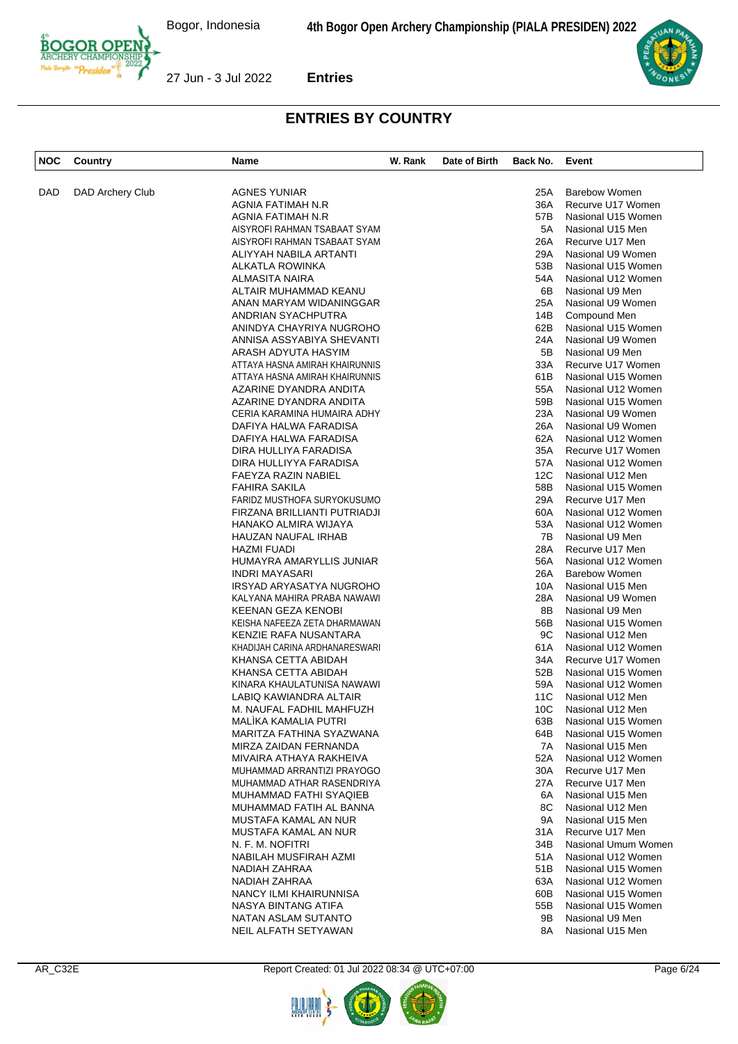## ENTRIES BY COUNTRY

| NOC | Country | Name | W. Rank | Date of Birth | Back No. | Event |
|---|---|---|---|---|---|---|
| DAD | DAD Archery Club | AGNES YUNIAR | | | 25A | Barebow Women |
| | | AGNIA FATIMAH N.R | | | 36A | Recurve U17 Women |
| | | AGNIA FATIMAH N.R | | | 57B | Nasional U15 Women |
| | | AISYROFI RAHMAN TSABAAT SYAM | | | 5A | Nasional U15 Men |
| | | AISYROFI RAHMAN TSABAAT SYAM | | | 26A | Recurve U17 Men |
| | | ALIYYAH NABILA ARTANTI | | | 29A | Nasional U9 Women |
| | | ALKATLA ROWINKA | | | 53B | Nasional U15 Women |
| | | ALMASITA NAIRA | | | 54A | Nasional U12 Women |
| | | ALTAIR MUHAMMAD KEANU | | | 6B | Nasional U9 Men |
| | | ANAN MARYAM WIDANINGGAR | | | 25A | Nasional U9 Women |
| | | ANDRIAN SYACHPUTRA | | | 14B | Compound Men |
| | | ANINDYA CHAYRIYA NUGROHO | | | 62B | Nasional U15 Women |
| | | ANNISA ASSYABIYA SHEVANTI | | | 24A | Nasional U9 Women |
| | | ARASH ADYUTA HASYIM | | | 5B | Nasional U9 Men |
| | | ATTAYA HASNA AMIRAH KHAIRUNNIS | | | 33A | Recurve U17 Women |
| | | ATTAYA HASNA AMIRAH KHAIRUNNIS | | | 61B | Nasional U15 Women |
| | | AZARINE DYANDRA ANDITA | | | 55A | Nasional U12 Women |
| | | AZARINE DYANDRA ANDITA | | | 59B | Nasional U15 Women |
| | | CERIA KARAMINA HUMAIRA ADHY | | | 23A | Nasional U9 Women |
| | | DAFIYA HALWA FARADISA | | | 26A | Nasional U9 Women |
| | | DAFIYA HALWA FARADISA | | | 62A | Nasional U12 Women |
| | | DIRA HULLIYA FARADISA | | | 35A | Recurve U17 Women |
| | | DIRA HULLIYYA FARADISA | | | 57A | Nasional U12 Women |
| | | FAEYZA RAZIN NABIEL | | | 12C | Nasional U12 Men |
| | | FAHIRA SAKILA | | | 58B | Nasional U15 Women |
| | | FARIDZ MUSTHOFA SURYOKUSUMO | | | 29A | Recurve U17 Men |
| | | FIRZANA BRILLIANTI PUTRIADJI | | | 60A | Nasional U12 Women |
| | | HANAKO ALMIRA WIJAYA | | | 53A | Nasional U12 Women |
| | | HAUZAN NAUFAL IRHAB | | | 7B | Nasional U9 Men |
| | | HAZMI FUADI | | | 28A | Recurve U17 Men |
| | | HUMAYRA AMARYLLIS JUNIAR | | | 56A | Nasional U12 Women |
| | | INDRI MAYASARI | | | 26A | Barebow Women |
| | | IRSYAD ARYASATYA NUGROHO | | | 10A | Nasional U15 Men |
| | | KALYANA MAHIRA PRABA NAWAWI | | | 28A | Nasional U9 Women |
| | | KEENAN GEZA KENOBI | | | 8B | Nasional U9 Men |
| | | KEISHA NAFEEZA ZETA DHARMAWAN | | | 56B | Nasional U15 Women |
| | | KENZIE RAFA NUSANTARA | | | 9C | Nasional U12 Men |
| | | KHADIJAH CARINA ARDHANARESWARI | | | 61A | Nasional U12 Women |
| | | KHANSA CETTA ABIDAH | | | 34A | Recurve U17 Women |
| | | KHANSA CETTA ABIDAH | | | 52B | Nasional U15 Women |
| | | KINARA KHAULATUNISA NAWAWI | | | 59A | Nasional U12 Women |
| | | LABIQ KAWIANDRA ALTAIR | | | 11C | Nasional U12 Men |
| | | M. NAUFAL FADHIL MAHFUZH | | | 10C | Nasional U12 Men |
| | | MALİKA KAMALIA PUTRI | | | 63B | Nasional U15 Women |
| | | MARITZA FATHINA SYAZWANA | | | 64B | Nasional U15 Women |
| | | MIRZA ZAIDAN FERNANDA | | | 7A | Nasional U15 Men |
| | | MIVAIRA ATHAYA RAKHEIVA | | | 52A | Nasional U12 Women |
| | | MUHAMMAD ARRANTIZI PRAYOGO | | | 30A | Recurve U17 Men |
| | | MUHAMMAD ATHAR RASENDRIYA | | | 27A | Recurve U17 Men |
| | | MUHAMMAD FATHI SYAQIEB | | | 6A | Nasional U15 Men |
| | | MUHAMMAD FATIH AL BANNA | | | 8C | Nasional U12 Men |
| | | MUSTAFA KAMAL AN NUR | | | 9A | Nasional U15 Men |
| | | MUSTAFA KAMAL AN NUR | | | 31A | Recurve U17 Men |
| | | N. F. M. NOFITRI | | | 34B | Nasional Umum Women |
| | | NABILAH MUSFIRAH AZMI | | | 51A | Nasional U12 Women |
| | | NADIAH ZAHRAA | | | 51B | Nasional U15 Women |
| | | NADIAH ZAHRAA | | | 63A | Nasional U12 Women |
| | | NANCY ILMI KHAIRUNNISA | | | 60B | Nasional U15 Women |
| | | NASYA BINTANG ATIFA | | | 55B | Nasional U15 Women |
| | | NATAN ASLAM SUTANTO | | | 9B | Nasional U9 Men |
| | | NEIL ALFATH SETYAWAN | | | 8A | Nasional U15 Men |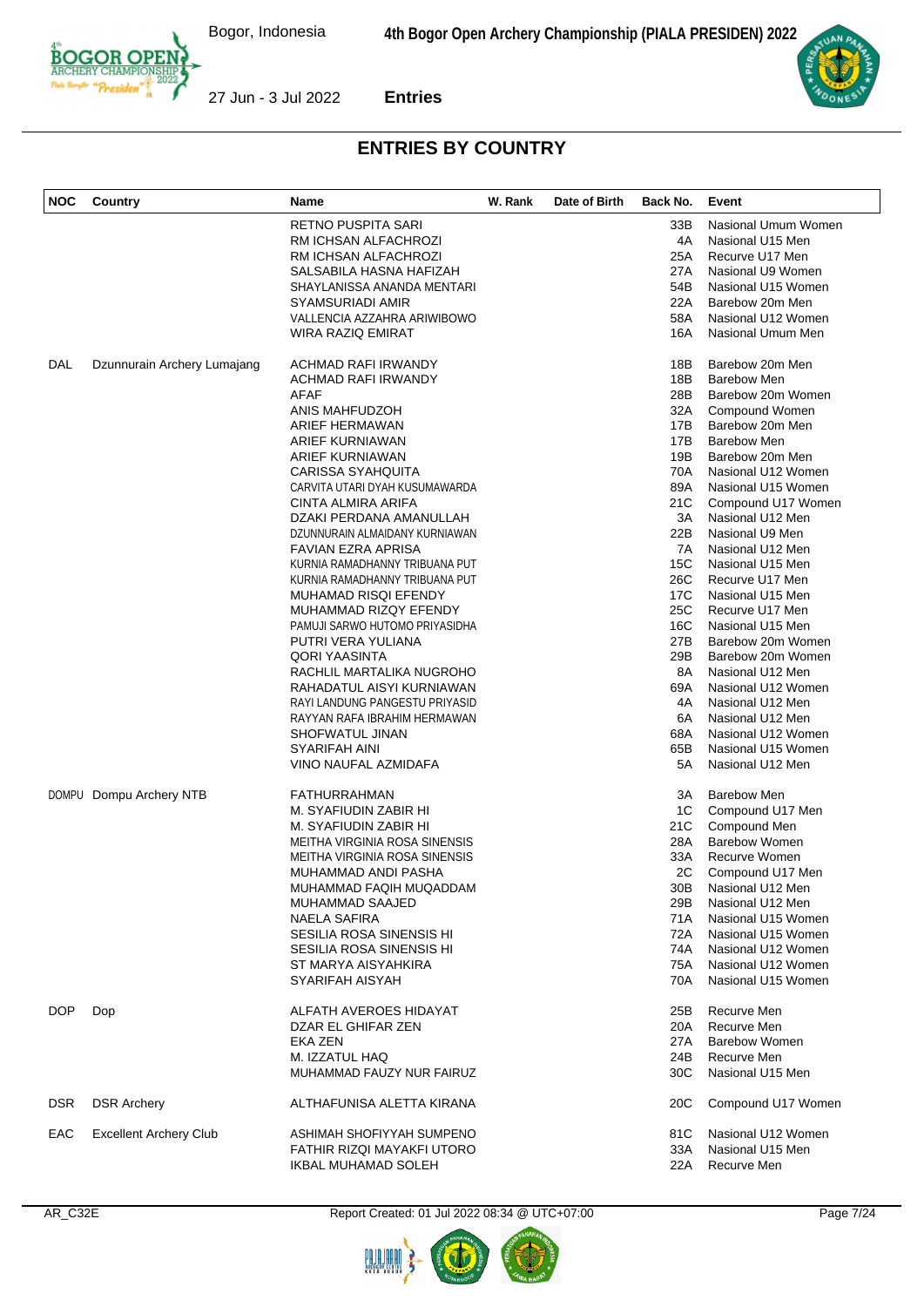## ENTRIES BY COUNTRY

| NOC | Country | Name | W. Rank | Date of Birth | Back No. | Event |
|---|---|---|---|---|---|---|
| | | RETNO PUSPITA SARI | | | 33B | Nasional Umum Women |
| | | RM ICHSAN ALFACHROZI | | | 4A | Nasional U15 Men |
| | | RM ICHSAN ALFACHROZI | | | 25A | Recurve U17 Men |
| | | SALSABILA HASNA HAFIZAH | | | 27A | Nasional U9 Women |
| | | SHAYLANISSA ANANDA MENTARI | | | 54B | Nasional U15 Women |
| | | SYAMSURIADI AMIR | | | 22A | Barebow 20m Men |
| | | VALLENCIA AZZAHRA ARIWIBOWO | | | 58A | Nasional U12 Women |
| | | WIRA RAZIQ EMIRAT | | | 16A | Nasional Umum Men |
| DAL | Dzunnurain Archery Lumajang | ACHMAD RAFI IRWANDY | | | 18B | Barebow 20m Men |
| | | ACHMAD RAFI IRWANDY | | | 18B | Barebow Men |
| | | AFAF | | | 28B | Barebow 20m Women |
| | | ANIS MAHFUDZOH | | | 32A | Compound Women |
| | | ARIEF HERMAWAN | | | 17B | Barebow 20m Men |
| | | ARIEF KURNIAWAN | | | 17B | Barebow Men |
| | | ARIEF KURNIAWAN | | | 19B | Barebow 20m Men |
| | | CARISSA SYAHQUITA | | | 70A | Nasional U12 Women |
| | | CARVITA UTARI DYAH KUSUMAWARDA | | | 89A | Nasional U15 Women |
| | | CINTA ALMIRA ARIFA | | | 21C | Compound U17 Women |
| | | DZAKI PERDANA AMANULLAH | | | 3A | Nasional U12 Men |
| | | DZUNNURAIN ALMAIDANY KURNIAWAN | | | 22B | Nasional U9 Men |
| | | FAVIAN EZRA APRISA | | | 7A | Nasional U12 Men |
| | | KURNIA RAMADHANNY TRIBUANA PUT | | | 15C | Nasional U15 Men |
| | | KURNIA RAMADHANNY TRIBUANA PUT | | | 26C | Recurve U17 Men |
| | | MUHAMAD RISQI EFENDY | | | 17C | Nasional U15 Men |
| | | MUHAMMAD RIZQY EFENDY | | | 25C | Recurve U17 Men |
| | | PAMUJI SARWO HUTOMO PRIYASIDHA | | | 16C | Nasional U15 Men |
| | | PUTRI VERA YULIANA | | | 27B | Barebow 20m Women |
| | | QORI YAASINTA | | | 29B | Barebow 20m Women |
| | | RACHLIL MARTALIKA NUGROHO | | | 8A | Nasional U12 Men |
| | | RAHADATUL AISYI KURNIAWAN | | | 69A | Nasional U12 Women |
| | | RAYI LANDUNG PANGESTU PRIYASID | | | 4A | Nasional U12 Men |
| | | RAYYAN RAFA IBRAHIM HERMAWAN | | | 6A | Nasional U12 Men |
| | | SHOFWATUL JINAN | | | 68A | Nasional U12 Women |
| | | SYARIFAH AINI | | | 65B | Nasional U15 Women |
| | | VINO NAUFAL AZMIDAFA | | | 5A | Nasional U12 Men |
| DOMPU | Dompu Archery NTB | FATHURRAHMAN | | | 3A | Barebow Men |
| | | M. SYAFIUDIN ZABIR HI | | | 1C | Compound U17 Men |
| | | M. SYAFIUDIN ZABIR HI | | | 21C | Compound Men |
| | | MEITHA VIRGINIA ROSA SINENSIS | | | 28A | Barebow Women |
| | | MEITHA VIRGINIA ROSA SINENSIS | | | 33A | Recurve Women |
| | | MUHAMMAD ANDI PASHA | | | 2C | Compound U17 Men |
| | | MUHAMMAD FAQIH MUQADDAM | | | 30B | Nasional U12 Men |
| | | MUHAMMAD SAAJED | | | 29B | Nasional U12 Men |
| | | NAELA SAFIRA | | | 71A | Nasional U15 Women |
| | | SESILIA ROSA SINENSIS HI | | | 72A | Nasional U15 Women |
| | | SESILIA ROSA SINENSIS HI | | | 74A | Nasional U12 Women |
| | | ST MARYA AISYAHKIRA | | | 75A | Nasional U12 Women |
| | | SYARIFAH AISYAH | | | 70A | Nasional U15 Women |
| DOP | Dop | ALFATH AVEROES HIDAYAT | | | 25B | Recurve Men |
| | | DZAR EL GHIFAR ZEN | | | 20A | Recurve Men |
| | | EKA ZEN | | | 27A | Barebow Women |
| | | M. IZZATUL HAQ | | | 24B | Recurve Men |
| | | MUHAMMAD FAUZY NUR FAIRUZ | | | 30C | Nasional U15 Men |
| DSR | DSR Archery | ALTHAFUNISA ALETTA KIRANA | | | 20C | Compound U17 Women |
| EAC | Excellent Archery Club | ASHIMAH SHOFIYYAH SUMPENO | | | 81C | Nasional U12 Women |
| | | FATHIR RIZQI MAYAKFI UTORO | | | 33A | Nasional U15 Men |
| | | IKBAL MUHAMAD SOLEH | | | 22A | Recurve Men |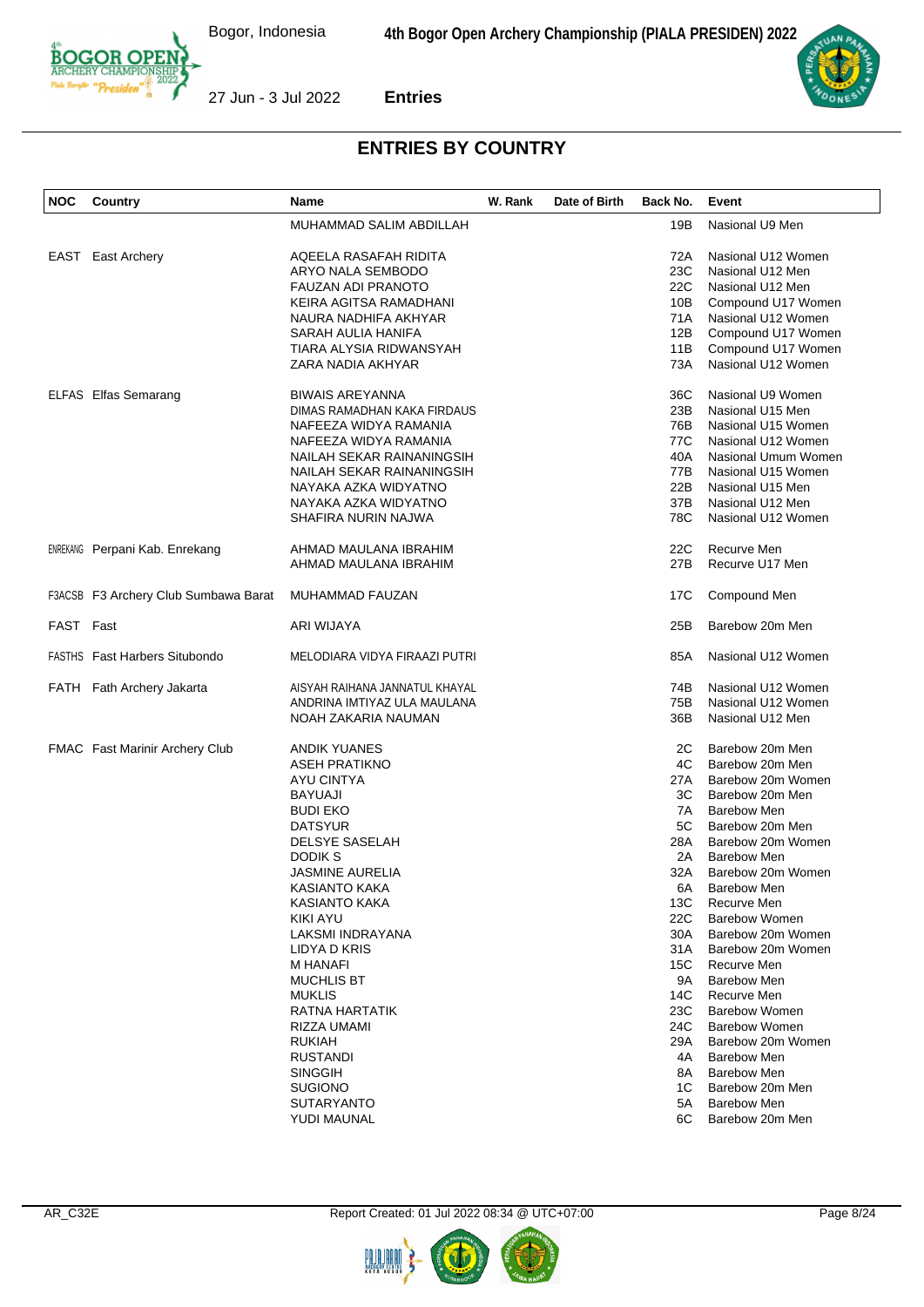## ENTRIES BY COUNTRY

| NOC | Country | Name | W. Rank | Date of Birth | Back No. | Event |
|---|---|---|---|---|---|---|
| | | MUHAMMAD SALIM ABDILLAH | | | 19B | Nasional U9 Men |
| EAST | East Archery | AQEELA RASAFAH RIDITA | | | 72A | Nasional U12 Women |
| | | ARYO NALA SEMBODO | | | 23C | Nasional U12 Men |
| | | FAUZAN ADI PRANOTO | | | 22C | Nasional U12 Men |
| | | KEIRA AGITSA RAMADHANI | | | 10B | Compound U17 Women |
| | | NAURA NADHIFA AKHYAR | | | 71A | Nasional U12 Women |
| | | SARAH AULIA HANIFA | | | 12B | Compound U17 Women |
| | | TIARA ALYSIA RIDWANSYAH | | | 11B | Compound U17 Women |
| | | ZARA NADIA AKHYAR | | | 73A | Nasional U12 Women |
| ELFAS | Elfas Semarang | BIWAIS AREYANNA | | | 36C | Nasional U9 Women |
| | | DIMAS RAMADHAN KAKA FIRDAUS | | | 23B | Nasional U15 Men |
| | | NAFEEZA WIDYA RAMANIA | | | 76B | Nasional U15 Women |
| | | NAFEEZA WIDYA RAMANIA | | | 77C | Nasional U12 Women |
| | | NAILAH SEKAR RAINANINGSIH | | | 40A | Nasional Umum Women |
| | | NAILAH SEKAR RAINANINGSIH | | | 77B | Nasional U15 Women |
| | | NAYAKA AZKA WIDYATNO | | | 22B | Nasional U15 Men |
| | | NAYAKA AZKA WIDYATNO | | | 37B | Nasional U12 Men |
| | | SHAFIRA NURIN NAJWA | | | 78C | Nasional U12 Women |
| ENREKANG | Perpani Kab. Enrekang | AHMAD MAULANA IBRAHIM | | | 22C | Recurve Men |
| | | AHMAD MAULANA IBRAHIM | | | 27B | Recurve U17 Men |
| F3ACSB | F3 Archery Club Sumbawa Barat | MUHAMMAD FAUZAN | | | 17C | Compound Men |
| FAST | Fast | ARI WIJAYA | | | 25B | Barebow 20m Men |
| FASTHS | Fast Harbers Situbondo | MELODIARA VIDYA FIRAAZI PUTRI | | | 85A | Nasional U12 Women |
| FATH | Fath Archery Jakarta | AISYAH RAIHANA JANNATUL KHAYAL | | | 74B | Nasional U12 Women |
| | | ANDRINA IMTIYAZ ULA MAULANA | | | 75B | Nasional U12 Women |
| | | NOAH ZAKARIA NAUMAN | | | 36B | Nasional U12 Men |
| FMAC | Fast Marinir Archery Club | ANDIK YUANES | | | 2C | Barebow 20m Men |
| | | ASEH PRATIKNO | | | 4C | Barebow 20m Men |
| | | AYU CINTYA | | | 27A | Barebow 20m Women |
| | | BAYUAJI | | | 3C | Barebow 20m Men |
| | | BUDI EKO | | | 7A | Barebow Men |
| | | DATSYUR | | | 5C | Barebow 20m Men |
| | | DELSYE SASELAH | | | 28A | Barebow 20m Women |
| | | DODIK S | | | 2A | Barebow Men |
| | | JASMINE AURELIA | | | 32A | Barebow 20m Women |
| | | KASIANTO KAKA | | | 6A | Barebow Men |
| | | KASIANTO KAKA | | | 13C | Recurve Men |
| | | KIKI AYU | | | 22C | Barebow Women |
| | | LAKSMI INDRAYANA | | | 30A | Barebow 20m Women |
| | | LIDYA D KRIS | | | 31A | Barebow 20m Women |
| | | M HANAFI | | | 15C | Recurve Men |
| | | MUCHLIS BT | | | 9A | Barebow Men |
| | | MUKLIS | | | 14C | Recurve Men |
| | | RATNA HARTATIK | | | 23C | Barebow Women |
| | | RIZZA UMAMI | | | 24C | Barebow Women |
| | | RUKIAH | | | 29A | Barebow 20m Women |
| | | RUSTANDI | | | 4A | Barebow Men |
| | | SINGGIH | | | 8A | Barebow Men |
| | | SUGIONO | | | 1C | Barebow 20m Men |
| | | SUTARYANTO | | | 5A | Barebow Men |
| | | YUDI MAUNAL | | | 6C | Barebow 20m Men |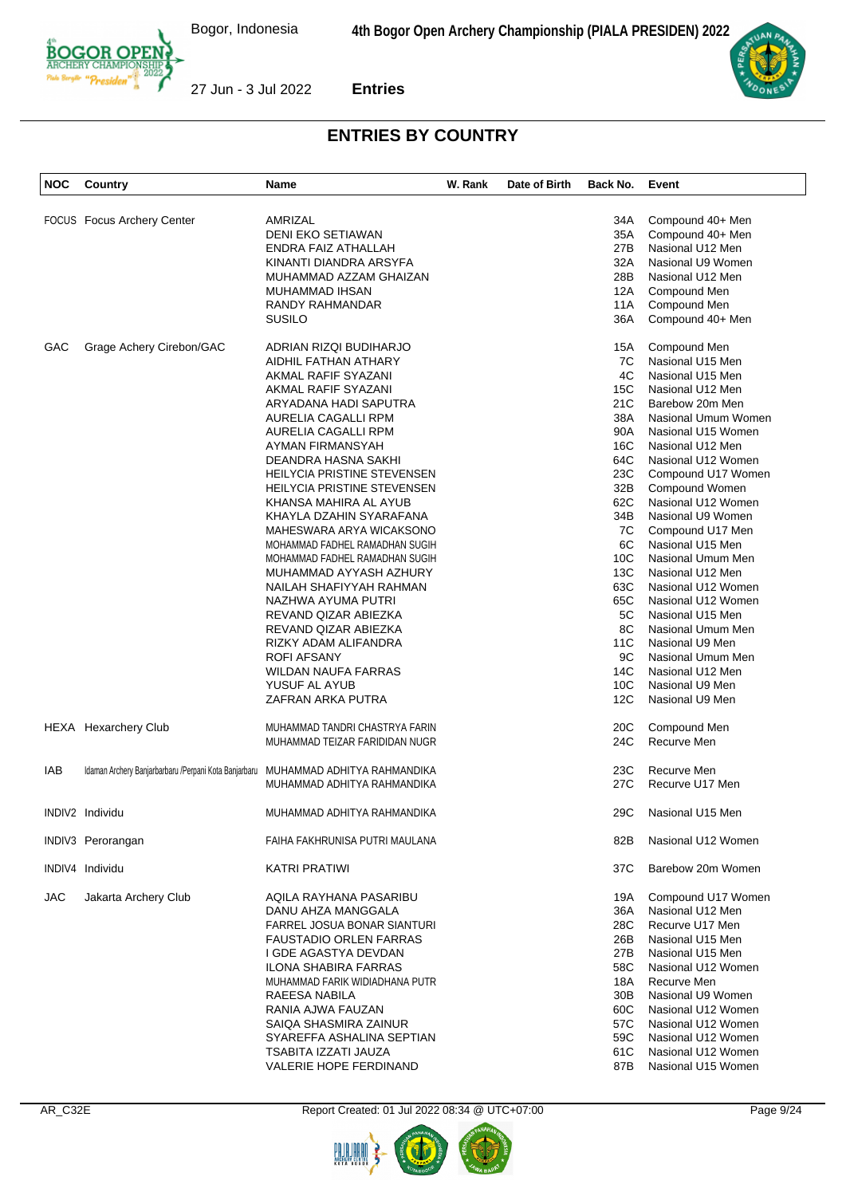## ENTRIES BY COUNTRY

| NOC | Country | Name | W. Rank | Date of Birth | Back No. | Event |
|---|---|---|---|---|---|---|
| FOCUS | Focus Archery Center | AMRIZAL | | | 34A | Compound 40+ Men |
| | | DENI EKO SETIAWAN | | | 35A | Compound 40+ Men |
| | | ENDRA FAIZ ATHALLAH | | | 27B | Nasional U12 Men |
| | | KINANTI DIANDRA ARSYFA | | | 32A | Nasional U9 Women |
| | | MUHAMMAD AZZAM GHAIZAN | | | 28B | Nasional U12 Men |
| | | MUHAMMAD IHSAN | | | 12A | Compound Men |
| | | RANDY RAHMANDAR | | | 11A | Compound Men |
| | | SUSILO | | | 36A | Compound 40+ Men |
| GAC | Grage Achery Cirebon/GAC | ADRIAN RIZQI BUDIHARJO | | | 15A | Compound Men |
| | | AIDHIL FATHAN ATHARY | | | 7C | Nasional U15 Men |
| | | AKMAL RAFIF SYAZANI | | | 4C | Nasional U15 Men |
| | | AKMAL RAFIF SYAZANI | | | 15C | Nasional U12 Men |
| | | ARYADANA HADI SAPUTRA | | | 21C | Barebow 20m Men |
| | | AURELIA CAGALLI RPM | | | 38A | Nasional Umum Women |
| | | AURELIA CAGALLI RPM | | | 90A | Nasional U15 Women |
| | | AYMAN FIRMANSYAH | | | 16C | Nasional U12 Men |
| | | DEANDRA HASNA SAKHI | | | 64C | Nasional U12 Women |
| | | HEILYCIA PRISTINE STEVENSEN | | | 23C | Compound U17 Women |
| | | HEILYCIA PRISTINE STEVENSEN | | | 32B | Compound Women |
| | | KHANSA MAHIRA AL AYUB | | | 62C | Nasional U12 Women |
| | | KHAYLA DZAHIN SYARAFANA | | | 34B | Nasional U9 Women |
| | | MAHESWARA ARYA WICAKSONO | | | 7C | Compound U17 Men |
| | | MOHAMMAD FADHEL RAMADHAN SUGIH | | | 6C | Nasional U15 Men |
| | | MOHAMMAD FADHEL RAMADHAN SUGIH | | | 10C | Nasional Umum Men |
| | | MUHAMMAD AYYASH AZHURY | | | 13C | Nasional U12 Men |
| | | NAILAH SHAFIYYAH RAHMAN | | | 63C | Nasional U12 Women |
| | | NAZHWA AYUMA PUTRI | | | 65C | Nasional U12 Women |
| | | REVAND QIZAR ABIEZKA | | | 5C | Nasional U15 Men |
| | | REVAND QIZAR ABIEZKA | | | 8C | Nasional Umum Men |
| | | RIZKY ADAM ALIFANDRA | | | 11C | Nasional U9 Men |
| | | ROFI AFSANY | | | 9C | Nasional Umum Men |
| | | WILDAN NAUFA FARRAS | | | 14C | Nasional U12 Men |
| | | YUSUF AL AYUB | | | 10C | Nasional U9 Men |
| | | ZAFRAN ARKA PUTRA | | | 12C | Nasional U9 Men |
| HEXA | Hexarchery Club | MUHAMMAD TANDRI CHASTRYA FARIN | | | 20C | Compound Men |
| | | MUHAMMAD TEIZAR FARIDIDAN NUGR | | | 24C | Recurve Men |
| IAB | Idaman Archery Banjarbarbaru /Perpani Kota Banjarbaru | MUHAMMAD ADHITYA RAHMANDIKA | | | 23C | Recurve Men |
| | | MUHAMMAD ADHITYA RAHMANDIKA | | | 27C | Recurve U17 Men |
| INDIV2 | Individu | MUHAMMAD ADHITYA RAHMANDIKA | | | 29C | Nasional U15 Men |
| INDIV3 | Perorangan | FAIHA FAKHRUNISA PUTRI MAULANA | | | 82B | Nasional U12 Women |
| INDIV4 | Individu | KATRI PRATIWI | | | 37C | Barebow 20m Women |
| JAC | Jakarta Archery Club | AQILA RAYHANA PASARIBU | | | 19A | Compound U17 Women |
| | | DANU AHZA MANGGALA | | | 36A | Nasional U12 Men |
| | | FARREL JOSUA BONAR SIANTURI | | | 28C | Recurve U17 Men |
| | | FAUSTADIO ORLEN FARRAS | | | 26B | Nasional U15 Men |
| | | I GDE AGASTYA DEVDAN | | | 27B | Nasional U15 Men |
| | | ILONA SHABIRA FARRAS | | | 58C | Nasional U12 Women |
| | | MUHAMMAD FARIK WIDIADHANA PUTR | | | 18A | Recurve Men |
| | | RAEESA NABILA | | | 30B | Nasional U9 Women |
| | | RANIA AJWA FAUZAN | | | 60C | Nasional U12 Women |
| | | SAIQA SHASMIRA ZAINUR | | | 57C | Nasional U12 Women |
| | | SYAREFFA ASHALINA SEPTIAN | | | 59C | Nasional U12 Women |
| | | TSABITA IZZATI JAUZA | | | 61C | Nasional U12 Women |
| | | VALERIE HOPE FERDINAND | | | 87B | Nasional U15 Women |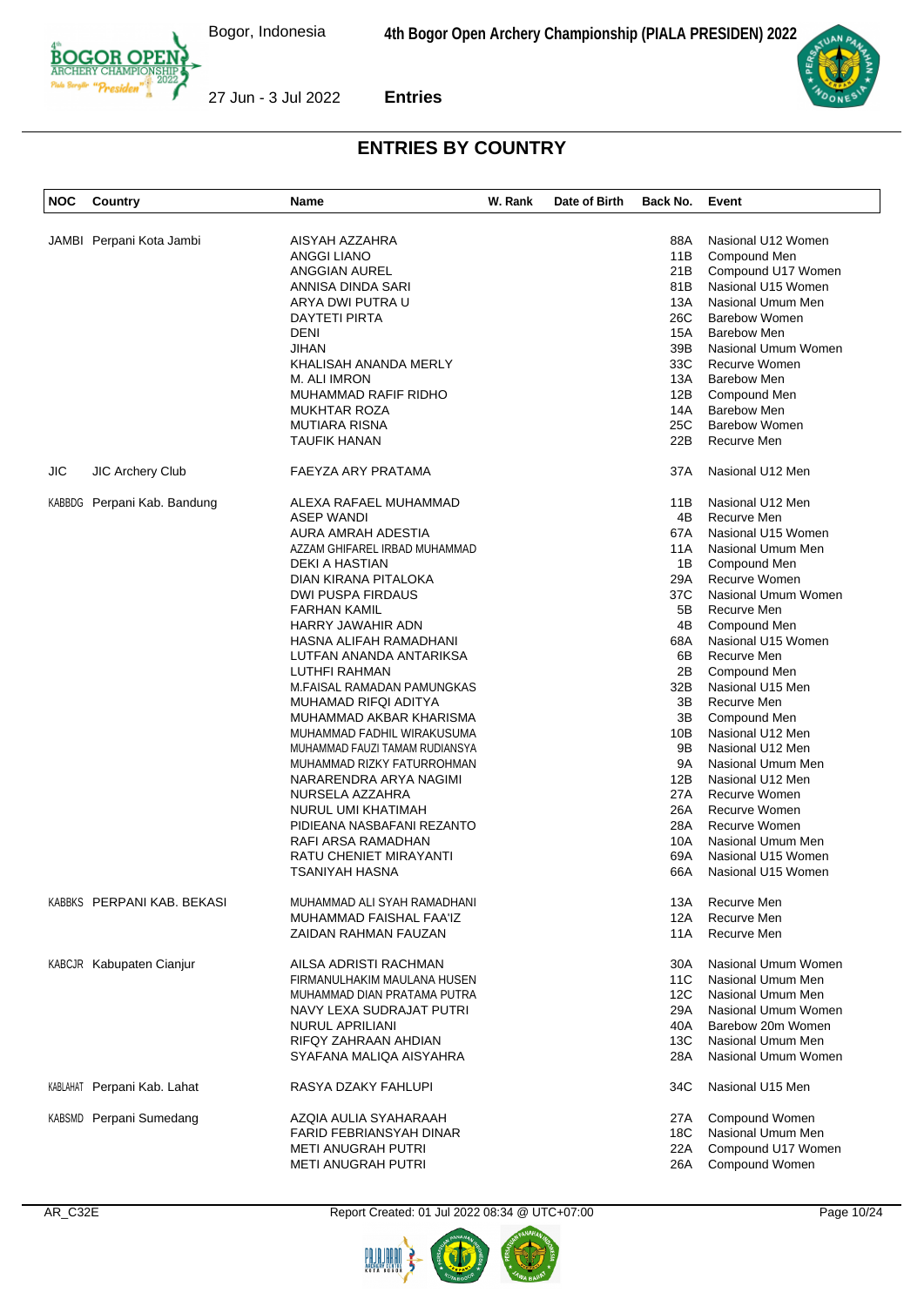## ENTRIES BY COUNTRY

| NOC | Country | Name | W. Rank | Date of Birth | Back No. | Event |
|---|---|---|---|---|---|---|
| JAMBI | Perpani Kota Jambi | AISYAH AZZAHRA | | | 88A | Nasional U12 Women |
| | | ANGGI LIANO | | | 11B | Compound Men |
| | | ANGGIAN AUREL | | | 21B | Compound U17 Women |
| | | ANNISA DINDA SARI | | | 81B | Nasional U15 Women |
| | | ARYA DWI PUTRA U | | | 13A | Nasional Umum Men |
| | | DAYTETI PIRTA | | | 26C | Barebow Women |
| | | DENI | | | 15A | Barebow Men |
| | | JIHAN | | | 39B | Nasional Umum Women |
| | | KHALISAH ANANDA MERLY | | | 33C | Recurve Women |
| | | M. ALI IMRON | | | 13A | Barebow Men |
| | | MUHAMMAD RAFIF RIDHO | | | 12B | Compound Men |
| | | MUKHTAR ROZA | | | 14A | Barebow Men |
| | | MUTIARA RISNA | | | 25C | Barebow Women |
| | | TAUFIK HANAN | | | 22B | Recurve Men |
| JIC | JIC Archery Club | FAEYZA ARY PRATAMA | | | 37A | Nasional U12 Men |
| KABBDG | Perpani Kab. Bandung | ALEXA RAFAEL MUHAMMAD | | | 11B | Nasional U12 Men |
| | | ASEP WANDI | | | 4B | Recurve Men |
| | | AURA AMRAH ADESTIA | | | 67A | Nasional U15 Women |
| | | AZZAM GHIFAREL IRBAD MUHAMMAD | | | 11A | Nasional Umum Men |
| | | DEKI A HASTIAN | | | 1B | Compound Men |
| | | DIAN KIRANA PITALOKA | | | 29A | Recurve Women |
| | | DWI PUSPA FIRDAUS | | | 37C | Nasional Umum Women |
| | | FARHAN KAMIL | | | 5B | Recurve Men |
| | | HARRY JAWAHIR ADN | | | 4B | Compound Men |
| | | HASNA ALIFAH RAMADHANI | | | 68A | Nasional U15 Women |
| | | LUTFAN ANANDA ANTARIKSA | | | 6B | Recurve Men |
| | | LUTHFI RAHMAN | | | 2B | Compound Men |
| | | M.FAISAL RAMADAN PAMUNGKAS | | | 32B | Nasional U15 Men |
| | | MUHAMAD RIFQI ADITYA | | | 3B | Recurve Men |
| | | MUHAMMAD AKBAR KHARISMA | | | 3B | Compound Men |
| | | MUHAMMAD FADHIL WIRAKUSUMA | | | 10B | Nasional U12 Men |
| | | MUHAMMAD FAUZI TAMAM RUDIANSYA | | | 9B | Nasional U12 Men |
| | | MUHAMMAD RIZKY FATURROHMAN | | | 9A | Nasional Umum Men |
| | | NARARENDRA ARYA NAGIMI | | | 12B | Nasional U12 Men |
| | | NURSELA AZZAHRA | | | 27A | Recurve Women |
| | | NURUL UMI KHATIMAH | | | 26A | Recurve Women |
| | | PIDIEANA NASBAFANI REZANTO | | | 28A | Recurve Women |
| | | RAFI ARSA RAMADHAN | | | 10A | Nasional Umum Men |
| | | RATU CHENIET MIRAYANTI | | | 69A | Nasional U15 Women |
| | | TSANIYAH HASNA | | | 66A | Nasional U15 Women |
| KABBKS | PERPANI KAB. BEKASI | MUHAMMAD ALI SYAH RAMADHANI | | | 13A | Recurve Men |
| | | MUHAMMAD FAISHAL FAA'IZ | | | 12A | Recurve Men |
| | | ZAIDAN RAHMAN FAUZAN | | | 11A | Recurve Men |
| KABCJR | Kabupaten Cianjur | AILSA ADRISTI RACHMAN | | | 30A | Nasional Umum Women |
| | | FIRMANULHAKIM MAULANA HUSEN | | | 11C | Nasional Umum Men |
| | | MUHAMMAD DIAN PRATAMA PUTRA | | | 12C | Nasional Umum Men |
| | | NAVY LEXA SUDRAJAT PUTRI | | | 29A | Nasional Umum Women |
| | | NURUL APRILIANI | | | 40A | Barebow 20m Women |
| | | RIFQY ZAHRAAN AHDIAN | | | 13C | Nasional Umum Men |
| | | SYAFANA MALIQA AISYAHRA | | | 28A | Nasional Umum Women |
| KABLAHAT | Perpani Kab. Lahat | RASYA DZAKY FAHLUPI | | | 34C | Nasional U15 Men |
| KABSMD | Perpani Sumedang | AZQIA AULIA SYAHARAAH | | | 27A | Compound Women |
| | | FARID FEBRIANSYAH DINAR | | | 18C | Nasional Umum Men |
| | | METI ANUGRAH PUTRI | | | 22A | Compound U17 Women |
| | | METI ANUGRAH PUTRI | | | 26A | Compound Women |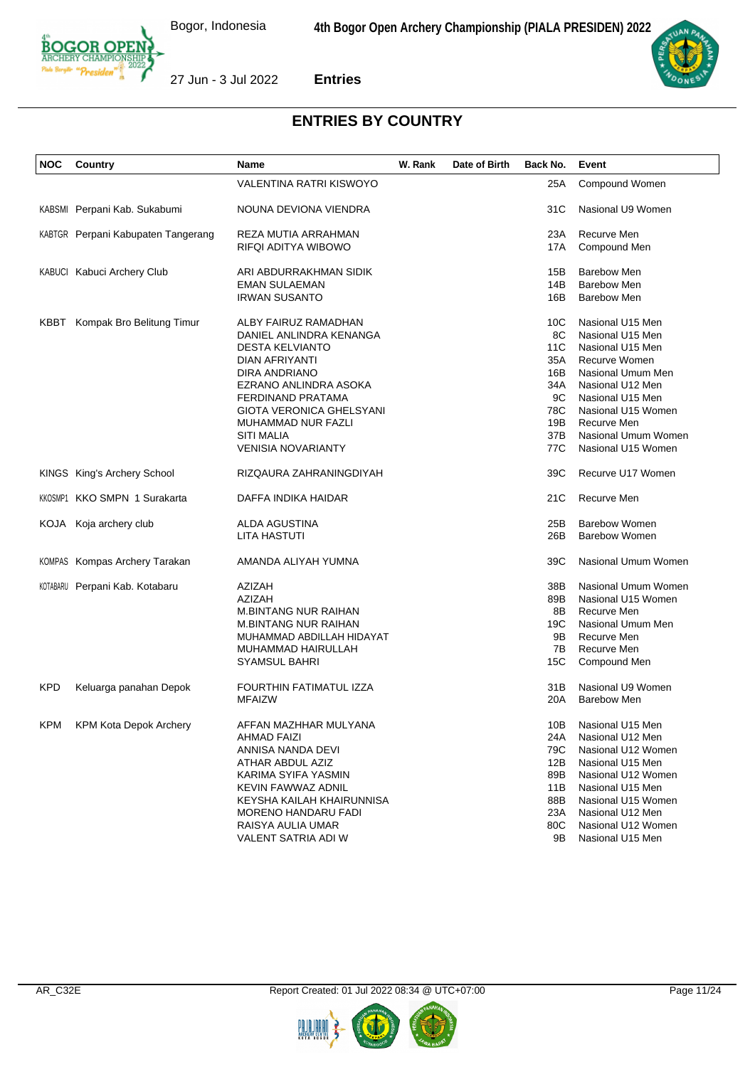## ENTRIES BY COUNTRY

| NOC | Country | Name | W. Rank | Date of Birth | Back No. | Event |
|---|---|---|---|---|---|---|
| | | VALENTINA RATRI KISWOYO | | | 25A | Compound Women |
| KABSMI | Perpani Kab. Sukabumi | NOUNA DEVIONA VIENDRA | | | 31C | Nasional U9 Women |
| KABTGR | Perpani Kabupaten Tangerang | REZA MUTIA ARRAHMAN | | | 23A | Recurve Men |
| | | RIFQI ADITYA WIBOWO | | | 17A | Compound Men |
| KABUCI | Kabuci Archery Club | ARI ABDURRAKHMAN SIDIK | | | 15B | Barebow Men |
| | | EMAN SULAEMAN | | | 14B | Barebow Men |
| | | IRWAN SUSANTO | | | 16B | Barebow Men |
| KBBT | Kompak Bro Belitung Timur | ALBY FAIRUZ RAMADHAN | | | 10C | Nasional U15 Men |
| | | DANIEL ANLINDRA KENANGA | | | 8C | Nasional U15 Men |
| | | DESTA KELVIANTO | | | 11C | Nasional U15 Men |
| | | DIAN AFRIYANTI | | | 35A | Recurve Women |
| | | DIRA ANDRIANO | | | 16B | Nasional Umum Men |
| | | EZRANO ANLINDRA ASOKA | | | 34A | Nasional U12 Men |
| | | FERDINAND PRATAMA | | | 9C | Nasional U15 Men |
| | | GIOTA VERONICA GHELSYANI | | | 78C | Nasional U15 Women |
| | | MUHAMMAD NUR FAZLI | | | 19B | Recurve Men |
| | | SITI MALIA | | | 37B | Nasional Umum Women |
| | | VENISIA NOVARIANTY | | | 77C | Nasional U15 Women |
| KINGS | King's Archery School | RIZQAURA ZAHRANINGDIYAH | | | 39C | Recurve U17 Women |
| KKOSMP1 | KKO SMPN 1 Surakarta | DAFFA INDIKA HAIDAR | | | 21C | Recurve Men |
| KOJA | Koja archery club | ALDA AGUSTINA | | | 25B | Barebow Women |
| | | LITA HASTUTI | | | 26B | Barebow Women |
| KOMPAS | Kompas Archery Tarakan | AMANDA ALIYAH YUMNA | | | 39C | Nasional Umum Women |
| KOTABARU | Perpani Kab. Kotabaru | AZIZAH | | | 38B | Nasional Umum Women |
| | | AZIZAH | | | 89B | Nasional U15 Women |
| | | M.BINTANG NUR RAIHAN | | | 8B | Recurve Men |
| | | M.BINTANG NUR RAIHAN | | | 19C | Nasional Umum Men |
| | | MUHAMMAD ABDILLAH HIDAYAT | | | 9B | Recurve Men |
| | | MUHAMMAD HAIRULLAH | | | 7B | Recurve Men |
| | | SYAMSUL BAHRI | | | 15C | Compound Men |
| KPD | Keluarga panahan Depok | FOURTHIN FATIMATUL IZZA | | | 31B | Nasional U9 Women |
| | | MFAIZW | | | 20A | Barebow Men |
| KPM | KPM Kota Depok Archery | AFFAN MAZHHAR MULYANA | | | 10B | Nasional U15 Men |
| | | AHMAD FAIZI | | | 24A | Nasional U12 Men |
| | | ANNISA NANDA DEVI | | | 79C | Nasional U12 Women |
| | | ATHAR ABDUL AZIZ | | | 12B | Nasional U15 Men |
| | | KARIMA SYIFA YASMIN | | | 89B | Nasional U12 Women |
| | | KEVIN FAWWAZ ADNIL | | | 11B | Nasional U15 Men |
| | | KEYSHA KAILAH KHAIRUNNISA | | | 88B | Nasional U15 Women |
| | | MORENO HANDARU FADI | | | 23A | Nasional U12 Men |
| | | RAISYA AULIA UMAR | | | 80C | Nasional U12 Women |
| | | VALENT SATRIA ADI W | | | 9B | Nasional U15 Men |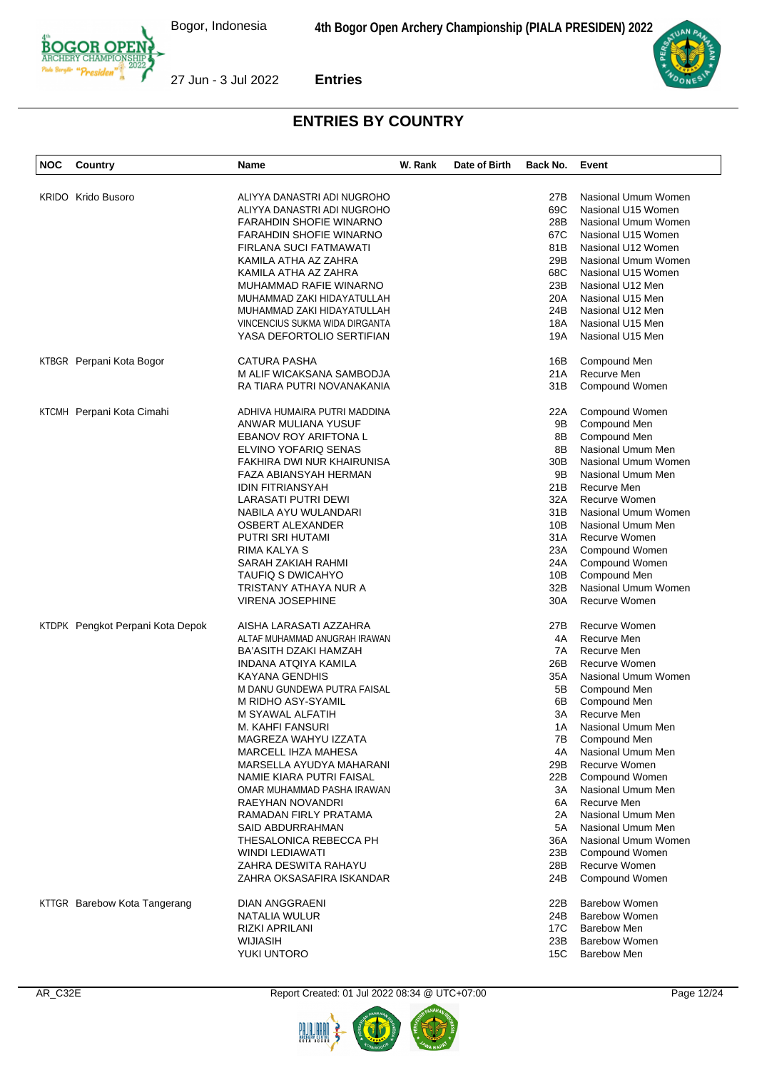## ENTRIES BY COUNTRY

| NOC | Country | Name | W. Rank | Date of Birth | Back No. | Event |
|---|---|---|---|---|---|---|
| KRIDO | Krido Busoro | ALIYYA DANASTRI ADI NUGROHO | | | 27B | Nasional Umum Women |
| | | ALIYYA DANASTRI ADI NUGROHO | | | 69C | Nasional U15 Women |
| | | FARAHDIN SHOFIE WINARNO | | | 28B | Nasional Umum Women |
| | | FARAHDIN SHOFIE WINARNO | | | 67C | Nasional U15 Women |
| | | FIRLANA SUCI FATMAWATI | | | 81B | Nasional U12 Women |
| | | KAMILA ATHA AZ ZAHRA | | | 29B | Nasional Umum Women |
| | | KAMILA ATHA AZ ZAHRA | | | 68C | Nasional U15 Women |
| | | MUHAMMAD RAFIE WINARNO | | | 23B | Nasional U12 Men |
| | | MUHAMMAD ZAKI HIDAYATULLAH | | | 20A | Nasional U15 Men |
| | | MUHAMMAD ZAKI HIDAYATULLAH | | | 24B | Nasional U12 Men |
| | | VINCENCIUS SUKMA WIDA DIRGANTA | | | 18A | Nasional U15 Men |
| | | YASA DEFORTOLIO SERTIFIAN | | | 19A | Nasional U15 Men |
| KTBGR | Perpani Kota Bogor | CATURA PASHA | | | 16B | Compound Men |
| | | M ALIF WICAKSANA SAMBODJA | | | 21A | Recurve Men |
| | | RA TIARA PUTRI NOVANAKANIA | | | 31B | Compound Women |
| KTCMH | Perpani Kota Cimahi | ADHIVA HUMAIRA PUTRI MADDINA | | | 22A | Compound Women |
| | | ANWAR MULIANA YUSUF | | | 9B | Compound Men |
| | | EBANOV ROY ARIFTONA L | | | 8B | Compound Men |
| | | ELVINO YOFARIQ SENAS | | | 8B | Nasional Umum Men |
| | | FAKHIRA DWI NUR KHAIRUNISA | | | 30B | Nasional Umum Women |
| | | FAZA ABIANSYAH HERMAN | | | 9B | Nasional Umum Men |
| | | IDIN FITRIANSYAH | | | 21B | Recurve Men |
| | | LARASATI PUTRI DEWI | | | 32A | Recurve Women |
| | | NABILA AYU WULANDARI | | | 31B | Nasional Umum Women |
| | | OSBERT ALEXANDER | | | 10B | Nasional Umum Men |
| | | PUTRI SRI HUTAMI | | | 31A | Recurve Women |
| | | RIMA KALYA S | | | 23A | Compound Women |
| | | SARAH ZAKIAH RAHMI | | | 24A | Compound Women |
| | | TAUFIQ S DWICAHYO | | | 10B | Compound Men |
| | | TRISTANY ATHAYA NUR A | | | 32B | Nasional Umum Women |
| | | VIRENA JOSEPHINE | | | 30A | Recurve Women |
| KTDPK | Pengkot Perpani Kota Depok | AISHA LARASATI AZZAHRA | | | 27B | Recurve Women |
| | | ALTAF MUHAMMAD ANUGRAH IRAWAN | | | 4A | Recurve Men |
| | | BA'ASITH DZAKI HAMZAH | | | 7A | Recurve Men |
| | | INDANA ATQIYA KAMILA | | | 26B | Recurve Women |
| | | KAYANA GENDHIS | | | 35A | Nasional Umum Women |
| | | M DANU GUNDEWA PUTRA FAISAL | | | 5B | Compound Men |
| | | M RIDHO ASY-SYAMIL | | | 6B | Compound Men |
| | | M SYAWAL ALFATIH | | | 3A | Recurve Men |
| | | M. KAHFI FANSURI | | | 1A | Nasional Umum Men |
| | | MAGREZA WAHYU IZZATA | | | 7B | Compound Men |
| | | MARCELL IHZA MAHESA | | | 4A | Nasional Umum Men |
| | | MARSELLA AYUDYA MAHARANI | | | 29B | Recurve Women |
| | | NAMIE KIARA PUTRI FAISAL | | | 22B | Compound Women |
| | | OMAR MUHAMMAD PASHA IRAWAN | | | 3A | Nasional Umum Men |
| | | RAEYHAN NOVANDRI | | | 6A | Recurve Men |
| | | RAMADAN FIRLY PRATAMA | | | 2A | Nasional Umum Men |
| | | SAID ABDURRAHMAN | | | 5A | Nasional Umum Men |
| | | THESALONICA REBECCA PH | | | 36A | Nasional Umum Women |
| | | WINDI LEDIAWATI | | | 23B | Compound Women |
| | | ZAHRA DESWITA RAHAYU | | | 28B | Recurve Women |
| | | ZAHRA OKSASAFIRA ISKANDAR | | | 24B | Compound Women |
| KTTGR | Barebow Kota Tangerang | DIAN ANGGRAENI | | | 22B | Barebow Women |
| | | NATALIA WULUR | | | 24B | Barebow Women |
| | | RIZKI APRILANI | | | 17C | Barebow Men |
| | | WIJIASIH | | | 23B | Barebow Women |
| | | YUKI UNTORO | | | 15C | Barebow Men |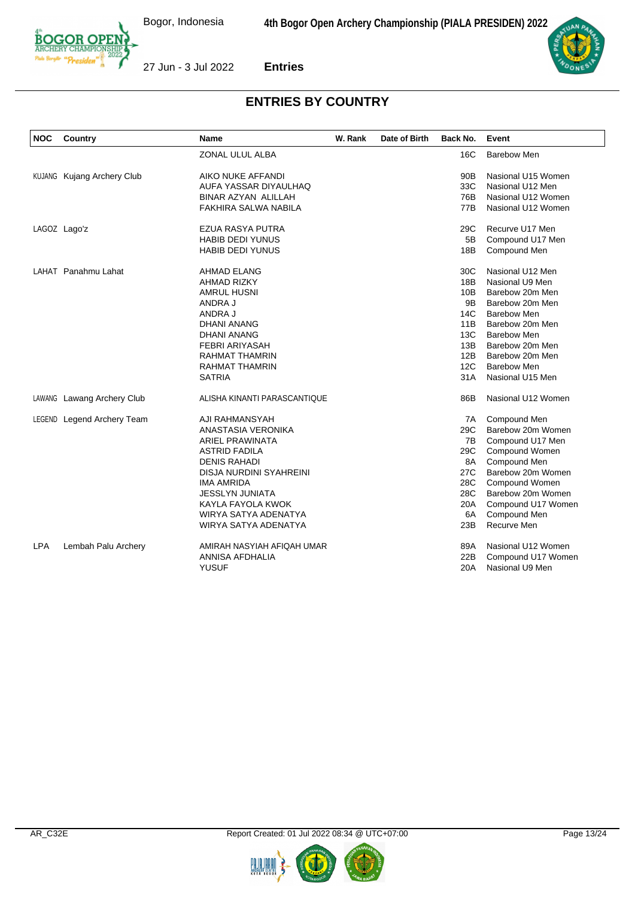## ENTRIES BY COUNTRY

| NOC | Country | Name | W. Rank | Date of Birth | Back No. | Event |
|---|---|---|---|---|---|---|
| | | ZONAL ULUL ALBA | | | 16C | Barebow Men |
| KUJANG | Kujang Archery Club | AIKO NUKE AFFANDI | | | 90B | Nasional U15 Women |
| | | AUFA YASSAR DIYAULHAQ | | | 33C | Nasional U12 Men |
| | | BINAR AZYAN ALILLAH | | | 76B | Nasional U12 Women |
| | | FAKHIRA SALWA NABILA | | | 77B | Nasional U12 Women |
| LAGOZ | Lago'z | EZUA RASYA PUTRA | | | 29C | Recurve U17 Men |
| | | HABIB DEDI YUNUS | | | 5B | Compound U17 Men |
| | | HABIB DEDI YUNUS | | | 18B | Compound Men |
| LAHAT | Panahmu Lahat | AHMAD ELANG | | | 30C | Nasional U12 Men |
| | | AHMAD RIZKY | | | 18B | Nasional U9 Men |
| | | AMRUL HUSNI | | | 10B | Barebow 20m Men |
| | | ANDRA J | | | 9B | Barebow 20m Men |
| | | ANDRA J | | | 14C | Barebow Men |
| | | DHANI ANANG | | | 11B | Barebow 20m Men |
| | | DHANI ANANG | | | 13C | Barebow Men |
| | | FEBRI ARIYASAH | | | 13B | Barebow 20m Men |
| | | RAHMAT THAMRIN | | | 12B | Barebow 20m Men |
| | | RAHMAT THAMRIN | | | 12C | Barebow Men |
| | | SATRIA | | | 31A | Nasional U15 Men |
| LAWANG | Lawang Archery Club | ALISHA KINANTI PARASCANTIQUE | | | 86B | Nasional U12 Women |
| LEGEND | Legend Archery Team | AJI RAHMANSYAH | | | 7A | Compound Men |
| | | ANASTASIA VERONIKA | | | 29C | Barebow 20m Women |
| | | ARIEL PRAWINATA | | | 7B | Compound U17 Men |
| | | ASTRID FADILA | | | 29C | Compound Women |
| | | DENIS RAHADI | | | 8A | Compound Men |
| | | DISJA NURDINI SYAHREINI | | | 27C | Barebow 20m Women |
| | | IMA AMRIDA | | | 28C | Compound Women |
| | | JESSLYN JUNIATA | | | 28C | Barebow 20m Women |
| | | KAYLA FAYOLA KWOK | | | 20A | Compound U17 Women |
| | | WIRYA SATYA ADENATYA | | | 6A | Compound Men |
| | | WIRYA SATYA ADENATYA | | | 23B | Recurve Men |
| LPA | Lembah Palu Archery | AMIRAH NASYIAH AFIQAH UMAR | | | 89A | Nasional U12 Women |
| | | ANNISA AFDHALIA | | | 22B | Compound U17 Women |
| | | YUSUF | | | 20A | Nasional U9 Men |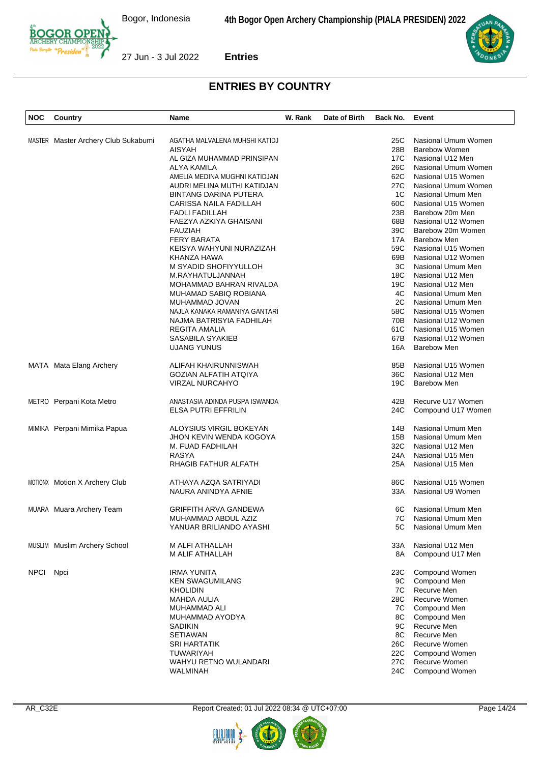## ENTRIES BY COUNTRY

| NOC | Country | Name | W. Rank | Date of Birth | Back No. | Event |
|---|---|---|---|---|---|---|
| MASTER | Master Archery Club Sukabumi | AGATHA MALVALENA MUHSHI KATIDJ | | | 25C | Nasional Umum Women |
| | | AISYAH | | | 28B | Barebow Women |
| | | AL GIZA MUHAMMAD PRINSIPAN | | | 17C | Nasional U12 Men |
| | | ALYA KAMILA | | | 26C | Nasional Umum Women |
| | | AMELIA MEDINA MUGHNI KATIDJAN | | | 62C | Nasional U15 Women |
| | | AUDRI MELINA MUTHI KATIDJAN | | | 27C | Nasional Umum Women |
| | | BINTANG DARINA PUTERA | | | 1C | Nasional Umum Men |
| | | CARISSA NAILA FADILLAH | | | 60C | Nasional U15 Women |
| | | FADLI FADILLAH | | | 23B | Barebow 20m Men |
| | | FAEZYA AZKIYA GHAISANI | | | 68B | Nasional U12 Women |
| | | FAUZIAH | | | 39C | Barebow 20m Women |
| | | FERY BARATA | | | 17A | Barebow Men |
| | | KEISYA WAHYUNI NURAZIZAH | | | 59C | Nasional U15 Women |
| | | KHANZA HAWA | | | 69B | Nasional U12 Women |
| | | M SYADID SHOFIYYULLOH | | | 3C | Nasional Umum Men |
| | | M.RAYHATULJANNAH | | | 18C | Nasional U12 Men |
| | | MOHAMMAD BAHRAN RIVALDA | | | 19C | Nasional U12 Men |
| | | MUHAMAD SABIQ ROBIANA | | | 4C | Nasional Umum Men |
| | | MUHAMMAD JOVAN | | | 2C | Nasional Umum Men |
| | | NAJLA KANAKA RAMANIYA GANTARI | | | 58C | Nasional U15 Women |
| | | NAJMA BATRISYIA FADHILAH | | | 70B | Nasional U12 Women |
| | | REGITA AMALIA | | | 61C | Nasional U15 Women |
| | | SASABILA SYAKIEB | | | 67B | Nasional U12 Women |
| | | UJANG YUNUS | | | 16A | Barebow Men |
| MATA | Mata Elang Archery | ALIFAH KHAIRUNNISWAH | | | 85B | Nasional U15 Women |
| | | GOZIAN ALFATIH ATQIYA | | | 36C | Nasional U12 Men |
| | | VIRZAL NURCAHYO | | | 19C | Barebow Men |
| METRO | Perpani Kota Metro | ANASTASIA ADINDA PUSPA ISWANDA | | | 42B | Recurve U17 Women |
| | | ELSA PUTRI EFFRILIN | | | 24C | Compound U17 Women |
| MIMIKA | Perpani Mimika Papua | ALOYSIUS VIRGIL BOKEYAN | | | 14B | Nasional Umum Men |
| | | JHON KEVIN WENDA KOGOYA | | | 15B | Nasional Umum Men |
| | | M. FUAD FADHILAH | | | 32C | Nasional U12 Men |
| | | RASYA | | | 24A | Nasional U15 Men |
| | | RHAGIB FATHUR ALFATH | | | 25A | Nasional U15 Men |
| MOTIONX | Motion X Archery Club | ATHAYA AZQA SATRIYADI | | | 86C | Nasional U15 Women |
| | | NAURA ANINDYA AFNIE | | | 33A | Nasional U9 Women |
| MUARA | Muara Archery Team | GRIFFITH ARVA GANDEWA | | | 6C | Nasional Umum Men |
| | | MUHAMMAD ABDUL AZIZ | | | 7C | Nasional Umum Men |
| | | YANUAR BRILIANDO AYASHI | | | 5C | Nasional Umum Men |
| MUSLIM | Muslim Archery School | M ALFI ATHALLAH | | | 33A | Nasional U12 Men |
| | | M ALIF ATHALLAH | | | 8A | Compound U17 Men |
| NPCI | Npci | IRMA YUNITA | | | 23C | Compound Women |
| | | KEN SWAGUMILANG | | | 9C | Compound Men |
| | | KHOLIDIN | | | 7C | Recurve Men |
| | | MAHDA AULIA | | | 28C | Recurve Women |
| | | MUHAMMAD ALI | | | 7C | Compound Men |
| | | MUHAMMAD AYODYA | | | 8C | Compound Men |
| | | SADIKIN | | | 9C | Recurve Men |
| | | SETIAWAN | | | 8C | Recurve Men |
| | | SRI HARTATIK | | | 26C | Recurve Women |
| | | TUWARIYAH | | | 22C | Compound Women |
| | | WAHYU RETNO WULANDARI | | | 27C | Recurve Women |
| | | WALMINAH | | | 24C | Compound Women |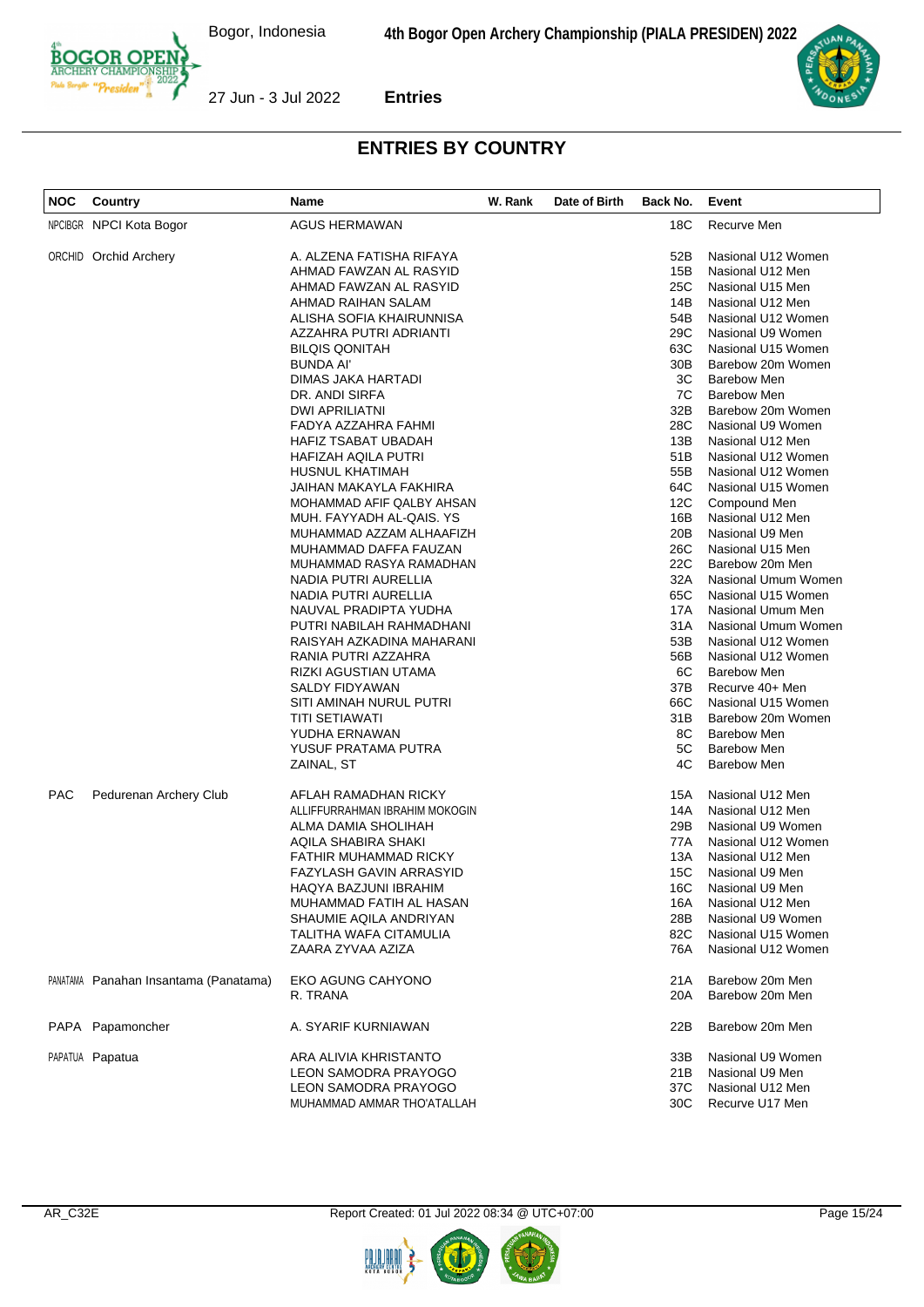## ENTRIES BY COUNTRY

| NOC | Country | Name | W. Rank | Date of Birth | Back No. | Event |
|---|---|---|---|---|---|---|
| NPCIBGR | NPCI Kota Bogor | AGUS HERMAWAN | | | 18C | Recurve Men |
| ORCHID | Orchid Archery | A. ALZENA FATISHA RIFAYA | | | 52B | Nasional U12 Women |
| | | AHMAD FAWZAN AL RASYID | | | 15B | Nasional U12 Men |
| | | AHMAD FAWZAN AL RASYID | | | 25C | Nasional U15 Men |
| | | AHMAD RAIHAN SALAM | | | 14B | Nasional U12 Men |
| | | ALISHA SOFIA KHAIRUNNISA | | | 54B | Nasional U12 Women |
| | | AZZAHRA PUTRI ADRIANTI | | | 29C | Nasional U9 Women |
| | | BILQIS QONITAH | | | 63C | Nasional U15 Women |
| | | BUNDA AI' | | | 30B | Barebow 20m Women |
| | | DIMAS JAKA HARTADI | | | 3C | Barebow Men |
| | | DR. ANDI SIRFA | | | 7C | Barebow Men |
| | | DWI APRILIATNI | | | 32B | Barebow 20m Women |
| | | FADYA AZZAHRA FAHMI | | | 28C | Nasional U9 Women |
| | | HAFIZ TSABAT UBADAH | | | 13B | Nasional U12 Men |
| | | HAFIZAH AQILA PUTRI | | | 51B | Nasional U12 Women |
| | | HUSNUL KHATIMAH | | | 55B | Nasional U12 Women |
| | | JAIHAN MAKAYLA FAKHIRA | | | 64C | Nasional U15 Women |
| | | MOHAMMAD AFIF QALBY AHSAN | | | 12C | Compound Men |
| | | MUH. FAYYADH AL-QAIS. YS | | | 16B | Nasional U12 Men |
| | | MUHAMMAD AZZAM ALHAAFIZH | | | 20B | Nasional U9 Men |
| | | MUHAMMAD DAFFA FAUZAN | | | 26C | Nasional U15 Men |
| | | MUHAMMAD RASYA RAMADHAN | | | 22C | Barebow 20m Men |
| | | NADIA PUTRI AURELLIA | | | 32A | Nasional Umum Women |
| | | NADIA PUTRI AURELLIA | | | 65C | Nasional U15 Women |
| | | NAUVAL PRADIPTA YUDHA | | | 17A | Nasional Umum Men |
| | | PUTRI NABILAH RAHMADHANI | | | 31A | Nasional Umum Women |
| | | RAISYAH AZKADINA MAHARANI | | | 53B | Nasional U12 Women |
| | | RANIA PUTRI AZZAHRA | | | 56B | Nasional U12 Women |
| | | RIZKI AGUSTIAN UTAMA | | | 6C | Barebow Men |
| | | SALDY FIDYAWAN | | | 37B | Recurve 40+ Men |
| | | SITI AMINAH NURUL PUTRI | | | 66C | Nasional U15 Women |
| | | TITI SETIAWATI | | | 31B | Barebow 20m Women |
| | | YUDHA ERNAWAN | | | 8C | Barebow Men |
| | | YUSUF PRATAMA PUTRA | | | 5C | Barebow Men |
| | | ZAINAL, ST | | | 4C | Barebow Men |
| PAC | Pedurenan Archery Club | AFLAH RAMADHAN RICKY | | | 15A | Nasional U12 Men |
| | | ALLIFFURRAHMAN IBRAHIM MOKOGIN | | | 14A | Nasional U12 Men |
| | | ALMA DAMIA SHOLIHAH | | | 29B | Nasional U9 Women |
| | | AQILA SHABIRA SHAKI | | | 77A | Nasional U12 Women |
| | | FATHIR MUHAMMAD RICKY | | | 13A | Nasional U12 Men |
| | | FAZYLASH GAVIN ARRASYID | | | 15C | Nasional U9 Men |
| | | HAQYA BAZJUNI IBRAHIM | | | 16C | Nasional U9 Men |
| | | MUHAMMAD FATIH AL HASAN | | | 16A | Nasional U12 Men |
| | | SHAUMIE AQILA ANDRIYAN | | | 28B | Nasional U9 Women |
| | | TALITHA WAFA CITAMULIA | | | 82C | Nasional U15 Women |
| | | ZAARA ZYVAA AZIZA | | | 76A | Nasional U12 Women |
| PANATAMA | Panahan Insantama (Panatama) | EKO AGUNG CAHYONO | | | 21A | Barebow 20m Men |
| | | R. TRANA | | | 20A | Barebow 20m Men |
| PAPA | Papamoncher | A. SYARIF KURNIAWAN | | | 22B | Barebow 20m Men |
| PAPATUA | Papatua | ARA ALIVIA KHRISTANTO | | | 33B | Nasional U9 Women |
| | | LEON SAMODRA PRAYOGO | | | 21B | Nasional U9 Men |
| | | LEON SAMODRA PRAYOGO | | | 37C | Nasional U12 Men |
| | | MUHAMMAD AMMAR THO'ATALLAH | | | 30C | Recurve U17 Men |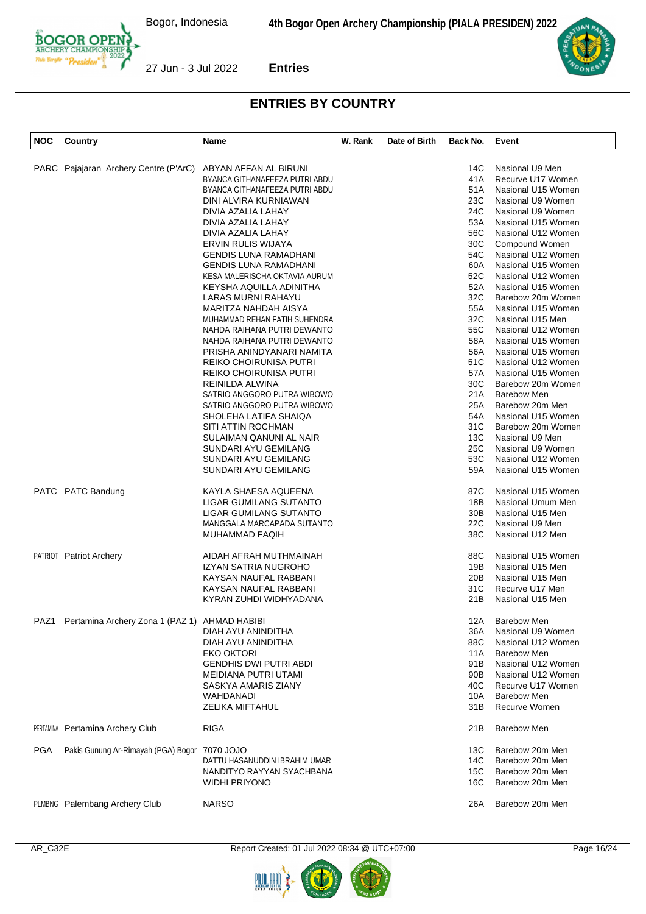## ENTRIES BY COUNTRY

| NOC | Country | Name | W. Rank | Date of Birth | Back No. | Event |
|---|---|---|---|---|---|---|
| PARC | Pajajaran Archery Centre (P'ArC) | ABYAN AFFAN AL BIRUNI | | | 14C | Nasional U9 Men |
| | | BYANCA GITHANAFEEZA PUTRI ABDU | | | 41A | Recurve U17 Women |
| | | BYANCA GITHANAFEEZA PUTRI ABDU | | | 51A | Nasional U15 Women |
| | | DINI ALVIRA KURNIAWAN | | | 23C | Nasional U9 Women |
| | | DIVIA AZALIA LAHAY | | | 24C | Nasional U9 Women |
| | | DIVIA AZALIA LAHAY | | | 53A | Nasional U15 Women |
| | | DIVIA AZALIA LAHAY | | | 56C | Nasional U12 Women |
| | | ERVIN RULIS WIJAYA | | | 30C | Compound Women |
| | | GENDIS LUNA RAMADHANI | | | 54C | Nasional U12 Women |
| | | GENDIS LUNA RAMADHANI | | | 60A | Nasional U15 Women |
| | | KESA MALERISCHA OKTAVIA AURUM | | | 52C | Nasional U12 Women |
| | | KEYSHA AQUILLA ADINITHA | | | 52A | Nasional U15 Women |
| | | LARAS MURNI RAHAYU | | | 32C | Barebow 20m Women |
| | | MARITZA NAHDAH AISYA | | | 55A | Nasional U15 Women |
| | | MUHAMMAD REHAN FATIH SUHENDRA | | | 32C | Nasional U15 Men |
| | | NAHDA RAIHANA PUTRI DEWANTO | | | 55C | Nasional U12 Women |
| | | NAHDA RAIHANA PUTRI DEWANTO | | | 58A | Nasional U15 Women |
| | | PRISHA ANINDYANARI NAMITA | | | 56A | Nasional U15 Women |
| | | REIKO CHOIRUNISA PUTRI | | | 51C | Nasional U12 Women |
| | | REIKO CHOIRUNISA PUTRI | | | 57A | Nasional U15 Women |
| | | REINILDA ALWINA | | | 30C | Barebow 20m Women |
| | | SATRIO ANGGORO PUTRA WIBOWO | | | 21A | Barebow Men |
| | | SATRIO ANGGORO PUTRA WIBOWO | | | 25A | Barebow 20m Men |
| | | SHOLEHA LATIFA SHAIQA | | | 54A | Nasional U15 Women |
| | | SITI ATTIN ROCHMAN | | | 31C | Barebow 20m Women |
| | | SULAIMAN QANUNI AL NAIR | | | 13C | Nasional U9 Men |
| | | SUNDARI AYU GEMILANG | | | 25C | Nasional U9 Women |
| | | SUNDARI AYU GEMILANG | | | 53C | Nasional U12 Women |
| | | SUNDARI AYU GEMILANG | | | 59A | Nasional U15 Women |
| PATC | PATC Bandung | KAYLA SHAESA AQUEENA | | | 87C | Nasional U15 Women |
| | | LIGAR GUMILANG SUTANTO | | | 18B | Nasional Umum Men |
| | | LIGAR GUMILANG SUTANTO | | | 30B | Nasional U15 Men |
| | | MANGGALA MARCAPADA SUTANTO | | | 22C | Nasional U9 Men |
| | | MUHAMMAD FAQIH | | | 38C | Nasional U12 Men |
| PATRIOT | Patriot Archery | AIDAH AFRAH MUTHMAINAH | | | 88C | Nasional U15 Women |
| | | IZYAN SATRIA NUGROHO | | | 19B | Nasional U15 Men |
| | | KAYSAN NAUFAL RABBANI | | | 20B | Nasional U15 Men |
| | | KAYSAN NAUFAL RABBANI | | | 31C | Recurve U17 Men |
| | | KYRAN ZUHDI WIDHYADANA | | | 21B | Nasional U15 Men |
| PAZ1 | Pertamina Archery Zona 1 (PAZ 1) | AHMAD HABIBI | | | 12A | Barebow Men |
| | | DIAH AYU ANINDITHA | | | 36A | Nasional U9 Women |
| | | DIAH AYU ANINDITHA | | | 88C | Nasional U12 Women |
| | | EKO OKTORI | | | 11A | Barebow Men |
| | | GENDHIS DWI PUTRI ABDI | | | 91B | Nasional U12 Women |
| | | MEIDIANA PUTRI UTAMI | | | 90B | Nasional U12 Women |
| | | SASKYA AMARIS ZIANY | | | 40C | Recurve U17 Women |
| | | WAHDANADI | | | 10A | Barebow Men |
| | | ZELIKA MIFTAHUL | | | 31B | Recurve Women |
| PERTAMINA | Pertamina Archery Club | RIGA | | | 21B | Barebow Men |
| PGA | Pakis Gunung Ar-Rimayah (PGA) Bogor | 7070 JOJO | | | 13C | Barebow 20m Men |
| | | DATTU HASANUDDIN IBRAHIM UMAR | | | 14C | Barebow 20m Men |
| | | NANDITYO RAYYAN SYACHBANA | | | 15C | Barebow 20m Men |
| | | WIDHI PRIYONO | | | 16C | Barebow 20m Men |
| PLMBNG | Palembang Archery Club | NARSO | | | 26A | Barebow 20m Men |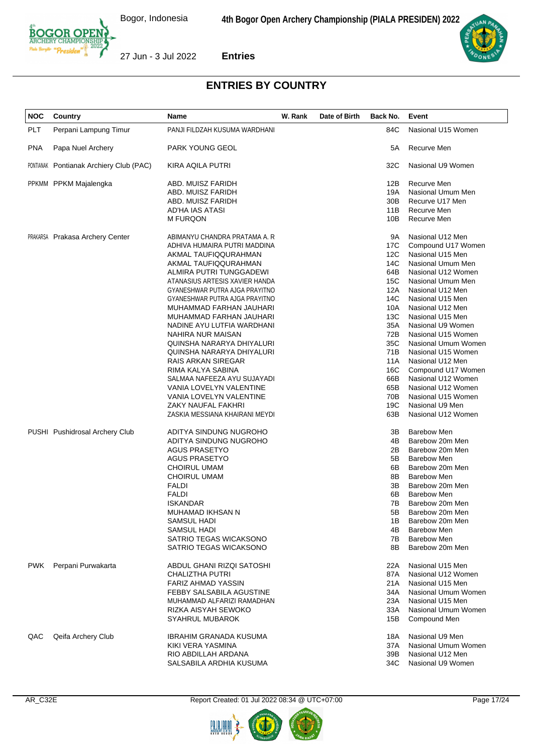## ENTRIES BY COUNTRY

| NOC | Country | Name | W. Rank | Date of Birth | Back No. | Event |
|---|---|---|---|---|---|---|
| PLT | Perpani Lampung Timur | PANJI FILDZAH KUSUMA WARDHANI | | | 84C | Nasional U15 Women |
| PNA | Papa Nuel Archery | PARK YOUNG GEOL | | | 5A | Recurve Men |
| PONTIANAK | Pontianak Archiery Club (PAC) | KIRA AQILA PUTRI | | | 32C | Nasional U9 Women |
| PPKMM | PPKM Majalengka | ABD. MUISZ FARIDH | | | 12B | Recurve Men |
| | | ABD. MUISZ FARIDH | | | 19A | Nasional Umum Men |
| | | ABD. MUISZ FARIDH | | | 30B | Recurve U17 Men |
| | | AD'HA IAS ATASI | | | 11B | Recurve Men |
| | | M FURQON | | | 10B | Recurve Men |
| PRAKARSA | Prakasa Archery Center | ABIMANYU CHANDRA PRATAMA A. R | | | 9A | Nasional U12 Men |
| | | ADHIVA HUMAIRA PUTRI MADDINA | | | 17C | Compound U17 Women |
| | | AKMAL TAUFIQQURAHMAN | | | 12C | Nasional U15 Men |
| | | AKMAL TAUFIQQURAHMAN | | | 14C | Nasional Umum Men |
| | | ALMIRA PUTRI TUNGGADEWI | | | 64B | Nasional U12 Women |
| | | ATANASIUS ARTESIS XAVIER HANDA | | | 15C | Nasional Umum Men |
| | | GYANESHWAR PUTRA AJGA PRAYITNO | | | 12A | Nasional U12 Men |
| | | GYANESHWAR PUTRA AJGA PRAYITNO | | | 14C | Nasional U15 Men |
| | | MUHAMMAD FARHAN JAUHARI | | | 10A | Nasional U12 Men |
| | | MUHAMMAD FARHAN JAUHARI | | | 13C | Nasional U15 Men |
| | | NADINE AYU LUTFIA WARDHANI | | | 35A | Nasional U9 Women |
| | | NAHIRA NUR MAISAN | | | 72B | Nasional U15 Women |
| | | QUINSHA NARARYA DHIYALURI | | | 35C | Nasional Umum Women |
| | | QUINSHA NARARYA DHIYALURI | | | 71B | Nasional U15 Women |
| | | RAIS ARKAN SIREGAR | | | 11A | Nasional U12 Men |
| | | RIMA KALYA SABINA | | | 16C | Compound U17 Women |
| | | SALMAA NAFEEZA AYU SUJAYADI | | | 66B | Nasional U12 Women |
| | | VANIA LOVELYN VALENTINE | | | 65B | Nasional U12 Women |
| | | VANIA LOVELYN VALENTINE | | | 70B | Nasional U15 Women |
| | | ZAKY NAUFAL FAKHRI | | | 19C | Nasional U9 Men |
| | | ZASKIA MESSIANA KHAIRANI MEYDI | | | 63B | Nasional U12 Women |
| PUSHI | Pushidrosal Archery Club | ADITYA SINDUNG NUGROHO | | | 3B | Barebow Men |
| | | ADITYA SINDUNG NUGROHO | | | 4B | Barebow 20m Men |
| | | AGUS PRASETYO | | | 2B | Barebow 20m Men |
| | | AGUS PRASETYO | | | 5B | Barebow Men |
| | | CHOIRUL UMAM | | | 6B | Barebow 20m Men |
| | | CHOIRUL UMAM | | | 8B | Barebow Men |
| | | FALDI | | | 3B | Barebow 20m Men |
| | | FALDI | | | 6B | Barebow Men |
| | | ISKANDAR | | | 7B | Barebow 20m Men |
| | | MUHAMAD IKHSAN N | | | 5B | Barebow 20m Men |
| | | SAMSUL HADI | | | 1B | Barebow 20m Men |
| | | SAMSUL HADI | | | 4B | Barebow Men |
| | | SATRIO TEGAS WICAKSONO | | | 7B | Barebow Men |
| | | SATRIO TEGAS WICAKSONO | | | 8B | Barebow 20m Men |
| PWK | Perpani Purwakarta | ABDUL GHANI RIZQI SATOSHI | | | 22A | Nasional U15 Men |
| | | CHALIZTHA PUTRI | | | 87A | Nasional U12 Women |
| | | FARIZ AHMAD YASSIN | | | 21A | Nasional U15 Men |
| | | FEBBY SALSABILA AGUSTINE | | | 34A | Nasional Umum Women |
| | | MUHAMMAD ALFARIZI RAMADHAN | | | 23A | Nasional U15 Men |
| | | RIZKA AISYAH SEWOKO | | | 33A | Nasional Umum Women |
| | | SYAHRUL MUBAROK | | | 15B | Compound Men |
| QAC | Qeifa Archery Club | IBRAHIM GRANADA KUSUMA | | | 18A | Nasional U9 Men |
| | | KIKI VERA YASMINA | | | 37A | Nasional Umum Women |
| | | RIO ABDILLAH ARDANA | | | 39B | Nasional U12 Men |
| | | SALSABILA ARDHIA KUSUMA | | | 34C | Nasional U9 Women |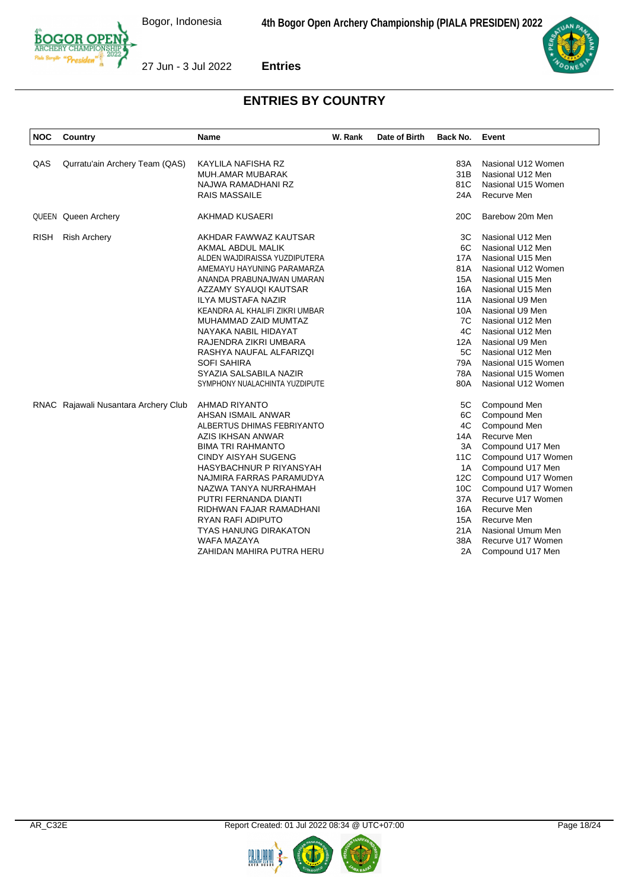## ENTRIES BY COUNTRY

| NOC | Country | Name | W. Rank | Date of Birth | Back No. | Event |
|---|---|---|---|---|---|---|
| QAS | Qurratu'ain Archery Team (QAS) | KAYLILA NAFISHA RZ | | | 83A | Nasional U12 Women |
| | | MUH.AMAR MUBARAK | | | 31B | Nasional U12 Men |
| | | NAJWA RAMADHANI RZ | | | 81C | Nasional U15 Women |
| | | RAIS MASSAILE | | | 24A | Recurve Men |
| QUEEN | Queen Archery | AKHMAD KUSAERI | | | 20C | Barebow 20m Men |
| RISH | Rish Archery | AKHDAR FAWWAZ KAUTSAR | | | 3C | Nasional U12 Men |
| | | AKMAL ABDUL MALIK | | | 6C | Nasional U12 Men |
| | | ALDEN WAJDIRAISSA YUZDIPUTERA | | | 17A | Nasional U15 Men |
| | | AMEMAYU HAYUNING PARAMARZA | | | 81A | Nasional U12 Women |
| | | ANANDA PRABUNAJWAN UMARAN | | | 15A | Nasional U15 Men |
| | | AZZAMY SYAUQI KAUTSAR | | | 16A | Nasional U15 Men |
| | | ILYA MUSTAFA NAZIR | | | 11A | Nasional U9 Men |
| | | KEANDRA AL KHALIFI ZIKRI UMBAR | | | 10A | Nasional U9 Men |
| | | MUHAMMAD ZAID MUMTAZ | | | 7C | Nasional U12 Men |
| | | NAYAKA NABIL HIDAYAT | | | 4C | Nasional U12 Men |
| | | RAJENDRA ZIKRI UMBARA | | | 12A | Nasional U9 Men |
| | | RASHYA NAUFAL ALFARIZQI | | | 5C | Nasional U12 Men |
| | | SOFI SAHIRA | | | 79A | Nasional U15 Women |
| | | SYAZIA SALSABILA NAZIR | | | 78A | Nasional U15 Women |
| | | SYMPHONY NUALACHINTA YUZDIPUTE | | | 80A | Nasional U12 Women |
| RNAC | Rajawali Nusantara Archery Club | AHMAD RIYANTO | | | 5C | Compound Men |
| | | AHSAN ISMAIL ANWAR | | | 6C | Compound Men |
| | | ALBERTUS DHIMAS FEBRIYANTO | | | 4C | Compound Men |
| | | AZIS IKHSAN ANWAR | | | 14A | Recurve Men |
| | | BIMA TRI RAHMANTO | | | 3A | Compound U17 Men |
| | | CINDY AISYAH SUGENG | | | 11C | Compound U17 Women |
| | | HASYBACHNUR P RIYANSYAH | | | 1A | Compound U17 Men |
| | | NAJMIRA FARRAS PARAMUDYA | | | 12C | Compound U17 Women |
| | | NAZWA TANYA NURRAHMAH | | | 10C | Compound U17 Women |
| | | PUTRI FERNANDA DIANTI | | | 37A | Recurve U17 Women |
| | | RIDHWAN FAJAR RAMADHANI | | | 16A | Recurve Men |
| | | RYAN RAFI ADIPUTO | | | 15A | Recurve Men |
| | | TYAS HANUNG DIRAKATON | | | 21A | Nasional Umum Men |
| | | WAFA MAZAYA | | | 38A | Recurve U17 Women |
| | | ZAHIDAN MAHIRA PUTRA HERU | | | 2A | Compound U17 Men |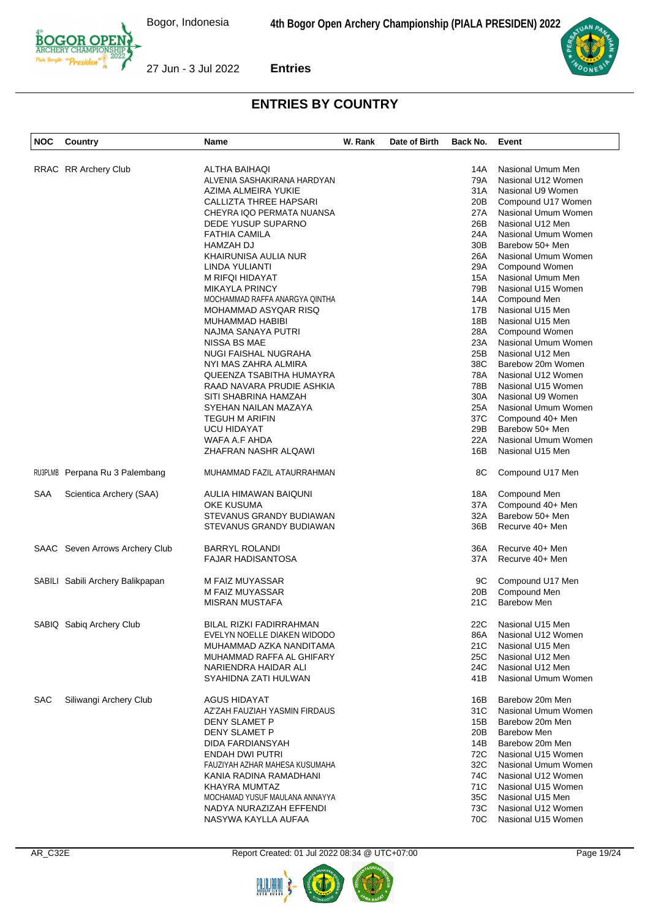# ENTRIES BY COUNTRY

| NOC | Country | Name | W. Rank | Date of Birth | Back No. | Event |
|---|---|---|---|---|---|---|
| RRAC | RR Archery Club | ALTHA BAIHAQI | | | 14A | Nasional Umum Men |
| | | ALVENIA SASHAKIRANA HARDYAN | | | 79A | Nasional U12 Women |
| | | AZIMA ALMEIRA YUKIE | | | 31A | Nasional U9 Women |
| | | CALLIZTA THREE HAPSARI | | | 20B | Compound U17 Women |
| | | CHEYRA IQO PERMATA NUANSA | | | 27A | Nasional Umum Women |
| | | DEDE YUSUP SUPARNO | | | 26B | Nasional U12 Men |
| | | FATHIA CAMILA | | | 24A | Nasional Umum Women |
| | | HAMZAH DJ | | | 30B | Barebow 50+ Men |
| | | KHAIRUNISA AULIA NUR | | | 26A | Nasional Umum Women |
| | | LINDA YULIANTI | | | 29A | Compound Women |
| | | M RIFQI HIDAYAT | | | 15A | Nasional Umum Men |
| | | MIKAYLA PRINCY | | | 79B | Nasional U15 Women |
| | | MOCHAMMAD RAFFA ANARGYA QINTHA | | | 14A | Compound Men |
| | | MOHAMMAD ASYQAR RISQ | | | 17B | Nasional U15 Men |
| | | MUHAMMAD HABIBI | | | 18B | Nasional U15 Men |
| | | NAJMA SANAYA PUTRI | | | 28A | Compound Women |
| | | NISSA BS MAE | | | 23A | Nasional Umum Women |
| | | NUGI FAISHAL NUGRAHA | | | 25B | Nasional U12 Men |
| | | NYI MAS ZAHRA ALMIRA | | | 38C | Barebow 20m Women |
| | | QUEENZA TSABITHA HUMAYRA | | | 78A | Nasional U12 Women |
| | | RAAD NAVARA PRUDIE ASHKIA | | | 78B | Nasional U15 Women |
| | | SITI SHABRINA HAMZAH | | | 30A | Nasional U9 Women |
| | | SYEHAN NAILAN MAZAYA | | | 25A | Nasional Umum Women |
| | | TEGUH M ARIFIN | | | 37C | Compound 40+ Men |
| | | UCU HIDAYAT | | | 29B | Barebow 50+ Men |
| | | WAFA A.F AHDA | | | 22A | Nasional Umum Women |
| | | ZHAFRAN NASHR ALQAWI | | | 16B | Nasional U15 Men |
| RU3PLMB | Perpana Ru 3 Palembang | MUHAMMAD FAZIL ATAURRAHMAN | | | 8C | Compound U17 Men |
| SAA | Scientica Archery (SAA) | AULIA HIMAWAN BAIQUNI | | | 18A | Compound Men |
| | | OKE KUSUMA | | | 37A | Compound 40+ Men |
| | | STEVANUS GRANDY BUDIAWAN | | | 32A | Barebow 50+ Men |
| | | STEVANUS GRANDY BUDIAWAN | | | 36B | Recurve 40+ Men |
| SAAC | Seven Arrows Archery Club | BARRYL ROLANDI | | | 36A | Recurve 40+ Men |
| | | FAJAR HADISANTOSA | | | 37A | Recurve 40+ Men |
| SABILI | Sabili Archery Balikpapan | M FAIZ MUYASSAR | | | 9C | Compound U17 Men |
| | | M FAIZ MUYASSAR | | | 20B | Compound Men |
| | | MISRAN MUSTAFA | | | 21C | Barebow Men |
| SABIQ | Sabiq Archery Club | BILAL RIZKI FADIRRAHMAN | | | 22C | Nasional U15 Men |
| | | EVELYN NOELLE DIAKEN WIDODO | | | 86A | Nasional U12 Women |
| | | MUHAMMAD AZKA NANDITAMA | | | 21C | Nasional U15 Men |
| | | MUHAMMAD RAFFA AL GHIFARY | | | 25C | Nasional U12 Men |
| | | NARIENDRA HAIDAR ALI | | | 24C | Nasional U12 Men |
| | | SYAHIDNA ZATI HULWAN | | | 41B | Nasional Umum Women |
| SAC | Siliwangi Archery Club | AGUS HIDAYAT | | | 16B | Barebow 20m Men |
| | | AZ'ZAH FAUZIAH YASMIN FIRDAUS | | | 31C | Nasional Umum Women |
| | | DENY SLAMET P | | | 15B | Barebow 20m Men |
| | | DENY SLAMET P | | | 20B | Barebow Men |
| | | DIDA FARDIANSYAH | | | 14B | Barebow 20m Men |
| | | ENDAH DWI PUTRI | | | 72C | Nasional U15 Women |
| | | FAUZIYAH AZHAR MAHESA KUSUMAHA | | | 32C | Nasional Umum Women |
| | | KANIA RADINA RAMADHANI | | | 74C | Nasional U12 Women |
| | | KHAYRA MUMTAZ | | | 71C | Nasional U15 Women |
| | | MOCHAMAD YUSUF MAULANA ANNAYYA | | | 35C | Nasional U15 Men |
| | | NADYA NURAZIZAH EFFENDI | | | 73C | Nasional U12 Women |
| | | NASYWA KAYLLA AUFAA | | | 70C | Nasional U15 Women |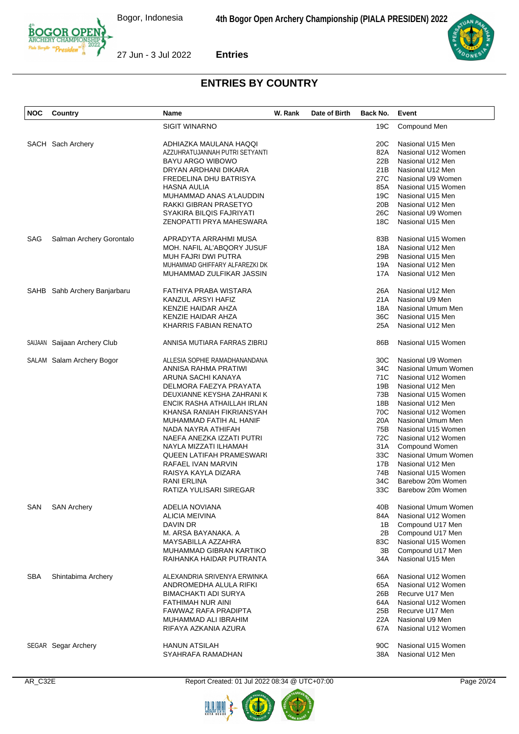## ENTRIES BY COUNTRY

| NOC | Country | Name | W. Rank | Date of Birth | Back No. | Event |
|---|---|---|---|---|---|---|
| | | SIGIT WINARNO | | | 19C | Compound Men |
| SACH | Sach Archery | ADHIAZKA MAULANA HAQQI | | | 20C | Nasional U15 Men |
| | | AZZUHRATUJANNAH PUTRI SETYANTI | | | 82A | Nasional U12 Women |
| | | BAYU ARGO WIBOWO | | | 22B | Nasional U12 Men |
| | | DRYAN ARDHANI DIKARA | | | 21B | Nasional U12 Men |
| | | FREDELINA DHU BATRISYA | | | 27C | Nasional U9 Women |
| | | HASNA AULIA | | | 85A | Nasional U15 Women |
| | | MUHAMMAD ANAS A'LAUDDIN | | | 19C | Nasional U15 Men |
| | | RAKKI GIBRAN PRASETYO | | | 20B | Nasional U12 Men |
| | | SYAKIRA BILQIS FAJRIYATI | | | 26C | Nasional U9 Women |
| | | ZENOPATTI PRYA MAHESWARA | | | 18C | Nasional U15 Men |
| SAG | Salman Archery Gorontalo | APRADYTA ARRAHMI MUSA | | | 83B | Nasional U15 Women |
| | | MOH. NAFIL AL'ABQORY JUSUF | | | 18A | Nasional U12 Men |
| | | MUH FAJRI DWI PUTRA | | | 29B | Nasional U15 Men |
| | | MUHAMMAD GHIFFARY ALFAREZKI DK | | | 19A | Nasional U12 Men |
| | | MUHAMMAD ZULFIKAR JASSIN | | | 17A | Nasional U12 Men |
| SAHB | Sahb Archery Banjarbaru | FATHIYA PRABA WISTARA | | | 26A | Nasional U12 Men |
| | | KANZUL ARSYI HAFIZ | | | 21A | Nasional U9 Men |
| | | KENZIE HAIDAR AHZA | | | 18A | Nasional Umum Men |
| | | KENZIE HAIDAR AHZA | | | 36C | Nasional U15 Men |
| | | KHARRIS FABIAN RENATO | | | 25A | Nasional U12 Men |
| SAIJAAN | Saijaan Archery Club | ANNISA MUTIARA FARRAS ZIBRIJ | | | 86B | Nasional U15 Women |
| SALAM | Salam Archery Bogor | ALLESIA SOPHIE RAMADHANANDANA | | | 30C | Nasional U9 Women |
| | | ANNISA RAHMA PRATIWI | | | 34C | Nasional Umum Women |
| | | ARUNA SACHI KANAYA | | | 71C | Nasional U12 Women |
| | | DELMORA FAEZYA PRAYATA | | | 19B | Nasional U12 Men |
| | | DEUXIANNE KEYSHA ZAHRANI K | | | 73B | Nasional U15 Women |
| | | ENCIK RASHA ATHAILLAH IRLAN | | | 18B | Nasional U12 Men |
| | | KHANSA RANIAH FIKRIANSYAH | | | 70C | Nasional U12 Women |
| | | MUHAMMAD FATIH AL HANIF | | | 20A | Nasional Umum Men |
| | | NADA NAYRA ATHIFAH | | | 75B | Nasional U15 Women |
| | | NAEFA ANEZKA IZZATI PUTRI | | | 72C | Nasional U12 Women |
| | | NAYLA MIZZATI ILHAMAH | | | 31A | Compound Women |
| | | QUEEN LATIFAH PRAMESWARI | | | 33C | Nasional Umum Women |
| | | RAFAEL IVAN MARVIN | | | 17B | Nasional U12 Men |
| | | RAISYA KAYLA DIZARA | | | 74B | Nasional U15 Women |
| | | RANI ERLINA | | | 34C | Barebow 20m Women |
| | | RATIZA YULISARI SIREGAR | | | 33C | Barebow 20m Women |
| SAN | SAN Archery | ADELIA NOVIANA | | | 40B | Nasional Umum Women |
| | | ALICIA MEIVINA | | | 84A | Nasional U12 Women |
| | | DAVIN DR | | | 1B | Compound U17 Men |
| | | M. ARSA BAYANAKA. A | | | 2B | Compound U17 Men |
| | | MAYSABILLA AZZAHRA | | | 83C | Nasional U15 Women |
| | | MUHAMMAD GIBRAN KARTIKO | | | 3B | Compound U17 Men |
| | | RAIHANKA HAIDAR PUTRANTA | | | 34A | Nasional U15 Men |
| SBA | Shintabima Archery | ALEXANDRIA SRIVENYA ERWINKA | | | 66A | Nasional U12 Women |
| | | ANDROMEDHA ALULA RIFKI | | | 65A | Nasional U12 Women |
| | | BIMACHAKTI ADI SURYA | | | 26B | Recurve U17 Men |
| | | FATHIMAH NUR AINI | | | 64A | Nasional U12 Women |
| | | FAWWAZ RAFA PRADIPTA | | | 25B | Recurve U17 Men |
| | | MUHAMMAD ALI IBRAHIM | | | 22A | Nasional U9 Men |
| | | RIFAYA AZKANIA AZURA | | | 67A | Nasional U12 Women |
| SEGAR | Segar Archery | HANUN ATSILAH | | | 90C | Nasional U15 Women |
| | | SYAHRAFA RAMADHAN | | | 38A | Nasional U12 Men |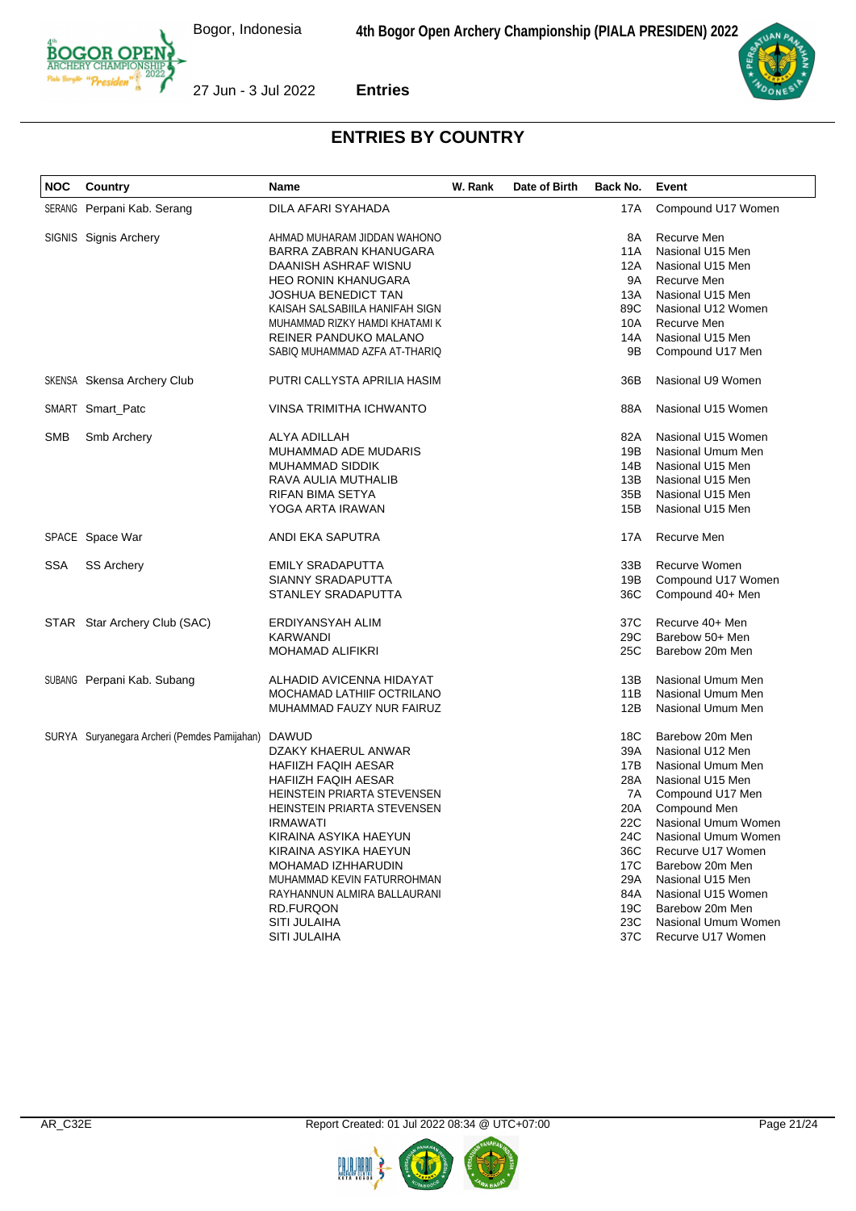## ENTRIES BY COUNTRY

| NOC | Country | Name | W. Rank | Date of Birth | Back No. | Event |
|---|---|---|---|---|---|---|
| SERANG | Perpani Kab. Serang | DILA AFARI SYAHADA | | | 17A | Compound U17 Women |
| SIGNIS | Signis Archery | AHMAD MUHARAM JIDDAN WAHONO | | | 8A | Recurve Men |
| | | BARRA ZABRAN KHANUGARA | | | 11A | Nasional U15 Men |
| | | DAANISH ASHRAF WISNU | | | 12A | Nasional U15 Men |
| | | HEO RONIN KHANUGARA | | | 9A | Recurve Men |
| | | JOSHUA BENEDICT TAN | | | 13A | Nasional U15 Men |
| | | KAISAH SALSABIILA HANIFAH SIGN | | | 89C | Nasional U12 Women |
| | | MUHAMMAD RIZKY HAMDI KHATAMI K | | | 10A | Recurve Men |
| | | REINER PANDUKO MALANO | | | 14A | Nasional U15 Men |
| | | SABIQ MUHAMMAD AZFA AT-THARIQ | | | 9B | Compound U17 Men |
| SKENSA | Skensa Archery Club | PUTRI CALLYSTA APRILIA HASIM | | | 36B | Nasional U9 Women |
| SMART | Smart_Patc | VINSA TRIMITHA ICHWANTO | | | 88A | Nasional U15 Women |
| SMB | Smb Archery | ALYA ADILLAH | | | 82A | Nasional U15 Women |
| | | MUHAMMAD ADE MUDARIS | | | 19B | Nasional Umum Men |
| | | MUHAMMAD SIDDIK | | | 14B | Nasional U15 Men |
| | | RAVA AULIA MUTHALIB | | | 13B | Nasional U15 Men |
| | | RIFAN BIMA SETYA | | | 35B | Nasional U15 Men |
| | | YOGA ARTA IRAWAN | | | 15B | Nasional U15 Men |
| SPACE | Space War | ANDI EKA SAPUTRA | | | 17A | Recurve Men |
| SSA | SS Archery | EMILY SRADAPUTTA | | | 33B | Recurve Women |
| | | SIANNY SRADAPUTTA | | | 19B | Compound U17 Women |
| | | STANLEY SRADAPUTTA | | | 36C | Compound 40+ Men |
| STAR | Star Archery Club (SAC) | ERDIYANSYAH ALIM | | | 37C | Recurve 40+ Men |
| | | KARWANDI | | | 29C | Barebow 50+ Men |
| | | MOHAMAD ALIFIKRI | | | 25C | Barebow 20m Men |
| SUBANG | Perpani Kab. Subang | ALHADID AVICENNA HIDAYAT | | | 13B | Nasional Umum Men |
| | | MOCHAMAD LATHIIF OCTRILANO | | | 11B | Nasional Umum Men |
| | | MUHAMMAD FAUZY NUR FAIRUZ | | | 12B | Nasional Umum Men |
| SURYA | Suryanegara Archeri (Pemdes Pamijahan) | DAWUD | | | 18C | Barebow 20m Men |
| | | DZAKY KHAERUL ANWAR | | | 39A | Nasional U12 Men |
| | | HAFIIZH FAQIH AESAR | | | 17B | Nasional Umum Men |
| | | HAFIIZH FAQIH AESAR | | | 28A | Nasional U15 Men |
| | | HEINSTEIN PRIARTA STEVENSEN | | | 7A | Compound U17 Men |
| | | HEINSTEIN PRIARTA STEVENSEN | | | 20A | Compound Men |
| | | IRMAWATI | | | 22C | Nasional Umum Women |
| | | KIRAINA ASYIKA HAEYUN | | | 24C | Nasional Umum Women |
| | | KIRAINA ASYIKA HAEYUN | | | 36C | Recurve U17 Women |
| | | MOHAMAD IZHHARUDIN | | | 17C | Barebow 20m Men |
| | | MUHAMMAD KEVIN FATURROHMAN | | | 29A | Nasional U15 Men |
| | | RAYHANNUN ALMIRA BALLAURANI | | | 84A | Nasional U15 Women |
| | | RD.FURQON | | | 19C | Barebow 20m Men |
| | | SITI JULAIHA | | | 23C | Nasional Umum Women |
| | | SITI JULAIHA | | | 37C | Recurve U17 Women |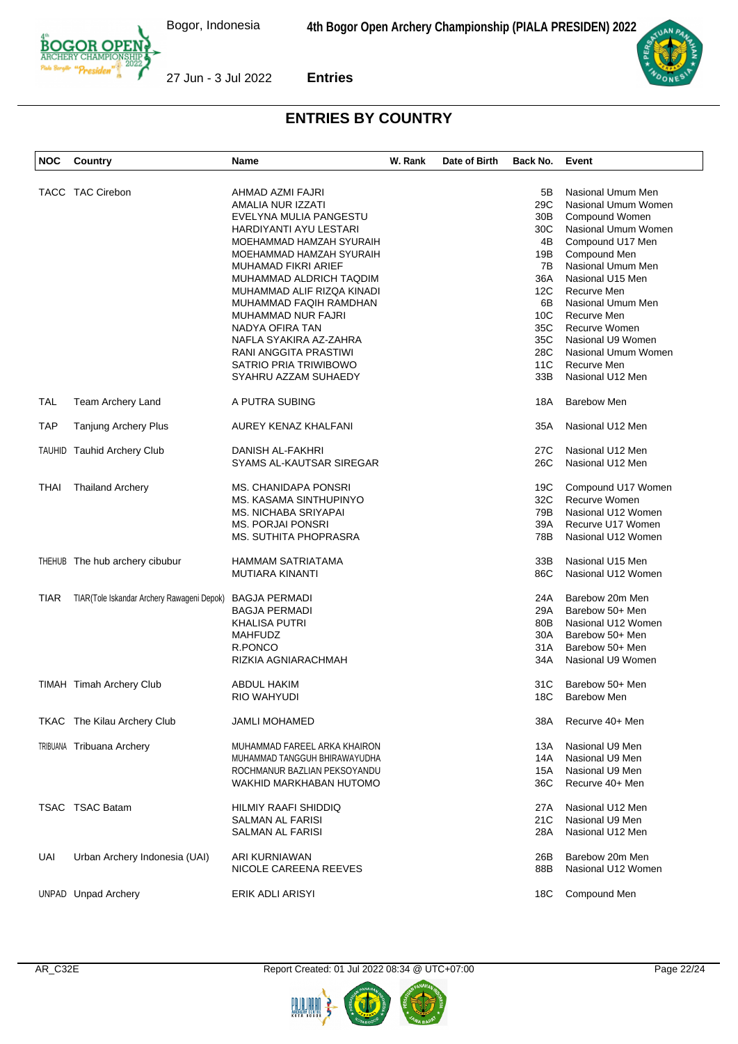## ENTRIES BY COUNTRY

| NOC | Country | Name | W. Rank | Date of Birth | Back No. | Event |
|---|---|---|---|---|---|---|
| TACC | TAC Cirebon | AHMAD AZMI FAJRI | | | 5B | Nasional Umum Men |
| | | AMALIA NUR IZZATI | | | 29C | Nasional Umum Women |
| | | EVELYNA MULIA PANGESTU | | | 30B | Compound Women |
| | | HARDIYANTI AYU LESTARI | | | 30C | Nasional Umum Women |
| | | MOEHAMMAD HAMZAH SYURAIH | | | 4B | Compound U17 Men |
| | | MOEHAMMAD HAMZAH SYURAIH | | | 19B | Compound Men |
| | | MUHAMAD FIKRI ARIEF | | | 7B | Nasional Umum Men |
| | | MUHAMMAD ALDRICH TAQDIM | | | 36A | Nasional U15 Men |
| | | MUHAMMAD ALIF RIZQA KINADI | | | 12C | Recurve Men |
| | | MUHAMMAD FAQIH RAMDHAN | | | 6B | Nasional Umum Men |
| | | MUHAMMAD NUR FAJRI | | | 10C | Recurve Men |
| | | NADYA OFIRA TAN | | | 35C | Recurve Women |
| | | NAFLA SYAKIRA AZ-ZAHRA | | | 35C | Nasional U9 Women |
| | | RANI ANGGITA PRASTIWI | | | 28C | Nasional Umum Women |
| | | SATRIO PRIA TRIWIBOWO | | | 11C | Recurve Men |
| | | SYAHRU AZZAM SUHAEDY | | | 33B | Nasional U12 Men |
| TAL | Team Archery Land | A PUTRA SUBING | | | 18A | Barebow Men |
| TAP | Tanjung Archery Plus | AUREY KENAZ KHALFANI | | | 35A | Nasional U12 Men |
| TAUHID | Tauhid Archery Club | DANISH AL-FAKHRI | | | 27C | Nasional U12 Men |
| | | SYAMS AL-KAUTSAR SIREGAR | | | 26C | Nasional U12 Men |
| THAI | Thailand Archery | MS. CHANIDAPA PONSRI | | | 19C | Compound U17 Women |
| | | MS. KASAMA SINTHUPINYO | | | 32C | Recurve Women |
| | | MS. NICHABA SRIYAPAI | | | 79B | Nasional U12 Women |
| | | MS. PORJAI PONSRI | | | 39A | Recurve U17 Women |
| | | MS. SUTHITA PHOPRASRA | | | 78B | Nasional U12 Women |
| THEHUB | The hub archery cibubur | HAMMAM SATRIATAMA | | | 33B | Nasional U15 Men |
| | | MUTIARA KINANTI | | | 86C | Nasional U12 Women |
| TIAR | TIAR(Tole Iskandar Archery Rawageni Depok) | BAGJA PERMADI | | | 24A | Barebow 20m Men |
| | | BAGJA PERMADI | | | 29A | Barebow 50+ Men |
| | | KHALISA PUTRI | | | 80B | Nasional U12 Women |
| | | MAHFUDZ | | | 30A | Barebow 50+ Men |
| | | R.PONCO | | | 31A | Barebow 50+ Men |
| | | RIZKIA AGNIARACHMAH | | | 34A | Nasional U9 Women |
| TIMAH | Timah Archery Club | ABDUL HAKIM | | | 31C | Barebow 50+ Men |
| | | RIO WAHYUDI | | | 18C | Barebow Men |
| TKAC | The Kilau Archery Club | JAMLI MOHAMED | | | 38A | Recurve 40+ Men |
| TRIBUANA | Tribuana Archery | MUHAMMAD FAREEL ARKA KHAIRON | | | 13A | Nasional U9 Men |
| | | MUHAMMAD TANGGUH BHIRAWAYUDHA | | | 14A | Nasional U9 Men |
| | | ROCHMANUR BAZLIAN PEKSOYANDU | | | 15A | Nasional U9 Men |
| | | WAKHID MARKHABAN HUTOMO | | | 36C | Recurve 40+ Men |
| TSAC | TSAC Batam | HILMIY RAAFI SHIDDIQ | | | 27A | Nasional U12 Men |
| | | SALMAN AL FARISI | | | 21C | Nasional U9 Men |
| | | SALMAN AL FARISI | | | 28A | Nasional U12 Men |
| UAI | Urban Archery Indonesia (UAI) | ARI KURNIAWAN | | | 26B | Barebow 20m Men |
| | | NICOLE CAREENA REEVES | | | 88B | Nasional U12 Women |
| UNPAD | Unpad Archery | ERIK ADLI ARISYI | | | 18C | Compound Men |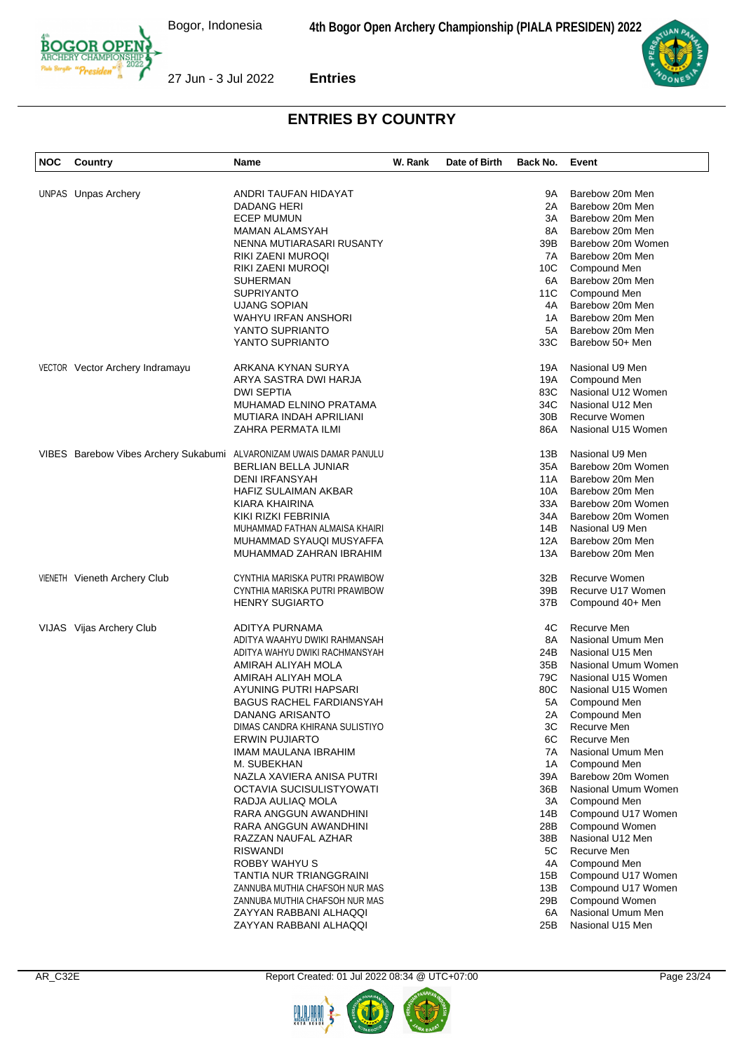## ENTRIES BY COUNTRY

| NOC | Country | Name | W. Rank | Date of Birth | Back No. | Event |
|---|---|---|---|---|---|---|
| UNPAS | Unpas Archery | ANDRI TAUFAN HIDAYAT | | | 9A | Barebow 20m Men |
| | | DADANG HERI | | | 2A | Barebow 20m Men |
| | | ECEP MUMUN | | | 3A | Barebow 20m Men |
| | | MAMAN ALAMSYAH | | | 8A | Barebow 20m Men |
| | | NENNA MUTIARASARI RUSANTY | | | 39B | Barebow 20m Women |
| | | RIKI ZAENI MUROQI | | | 7A | Barebow 20m Men |
| | | RIKI ZAENI MUROQI | | | 10C | Compound Men |
| | | SUHERMAN | | | 6A | Barebow 20m Men |
| | | SUPRIYANTO | | | 11C | Compound Men |
| | | UJANG SOPIAN | | | 4A | Barebow 20m Men |
| | | WAHYU IRFAN ANSHORI | | | 1A | Barebow 20m Men |
| | | YANTO SUPRIANTO | | | 5A | Barebow 20m Men |
| | | YANTO SUPRIANTO | | | 33C | Barebow 50+ Men |
| VECTOR | Vector Archery Indramayu | ARKANA KYNAN SURYA | | | 19A | Nasional U9 Men |
| | | ARYA SASTRA DWI HARJA | | | 19A | Compound Men |
| | | DWI SEPTIA | | | 83C | Nasional U12 Women |
| | | MUHAMAD ELNINO PRATAMA | | | 34C | Nasional U12 Men |
| | | MUTIARA INDAH APRILIANI | | | 30B | Recurve Women |
| | | ZAHRA PERMATA ILMI | | | 86A | Nasional U15 Women |
| VIBES | Barebow Vibes Archery Sukabumi | ALVARONIZAM UWAIS DAMAR PANULU | | | 13B | Nasional U9 Men |
| | | BERLIAN BELLA JUNIAR | | | 35A | Barebow 20m Women |
| | | DENI IRFANSYAH | | | 11A | Barebow 20m Men |
| | | HAFIZ SULAIMAN AKBAR | | | 10A | Barebow 20m Men |
| | | KIARA KHAIRINA | | | 33A | Barebow 20m Women |
| | | KIKI RIZKI FEBRINIA | | | 34A | Barebow 20m Women |
| | | MUHAMMAD FATHAN ALMAISA KHAIRI | | | 14B | Nasional U9 Men |
| | | MUHAMMAD SYAUQI MUSYAFFA | | | 12A | Barebow 20m Men |
| | | MUHAMMAD ZAHRAN IBRAHIM | | | 13A | Barebow 20m Men |
| VIENETH | Vieneth Archery Club | CYNTHIA MARISKA PUTRI PRAWIBOW | | | 32B | Recurve Women |
| | | CYNTHIA MARISKA PUTRI PRAWIBOW | | | 39B | Recurve U17 Women |
| | | HENRY SUGIARTO | | | 37B | Compound 40+ Men |
| VIJAS | Vijas Archery Club | ADITYA PURNAMA | | | 4C | Recurve Men |
| | | ADITYA WAAHYU DWIKI RAHMANSAH | | | 8A | Nasional Umum Men |
| | | ADITYA WAHYU DWIKI RACHMANSYAH | | | 24B | Nasional U15 Men |
| | | AMIRAH ALIYAH MOLA | | | 35B | Nasional Umum Women |
| | | AMIRAH ALIYAH MOLA | | | 79C | Nasional U15 Women |
| | | AYUNING PUTRI HAPSARI | | | 80C | Nasional U15 Women |
| | | BAGUS RACHEL FARDIANSYAH | | | 5A | Compound Men |
| | | DANANG ARISANTO | | | 2A | Compound Men |
| | | DIMAS CANDRA KHIRANA SULISTIYO | | | 3C | Recurve Men |
| | | ERWIN PUJIARTO | | | 6C | Recurve Men |
| | | IMAM MAULANA IBRAHIM | | | 7A | Nasional Umum Men |
| | | M. SUBEKHAN | | | 1A | Compound Men |
| | | NAZLA XAVIERA ANISA PUTRI | | | 39A | Barebow 20m Women |
| | | OCTAVIA SUCISULISTYOWATI | | | 36B | Nasional Umum Women |
| | | RADJA AULIAQ MOLA | | | 3A | Compound Men |
| | | RARA ANGGUN AWANDHINI | | | 14B | Compound U17 Women |
| | | RARA ANGGUN AWANDHINI | | | 28B | Compound Women |
| | | RAZZAN NAUFAL AZHAR | | | 38B | Nasional U12 Men |
| | | RISWANDI | | | 5C | Recurve Men |
| | | ROBBY WAHYU S | | | 4A | Compound Men |
| | | TANTIA NUR TRIANGGRAINI | | | 15B | Compound U17 Women |
| | | ZANNUBA MUTHIA CHAFSOH NUR MAS | | | 13B | Compound U17 Women |
| | | ZANNUBA MUTHIA CHAFSOH NUR MAS | | | 29B | Compound Women |
| | | ZAYYAN RABBANI ALHAQQI | | | 6A | Nasional Umum Men |
| | | ZAYYAN RABBANI ALHAQQI | | | 25B | Nasional U15 Men |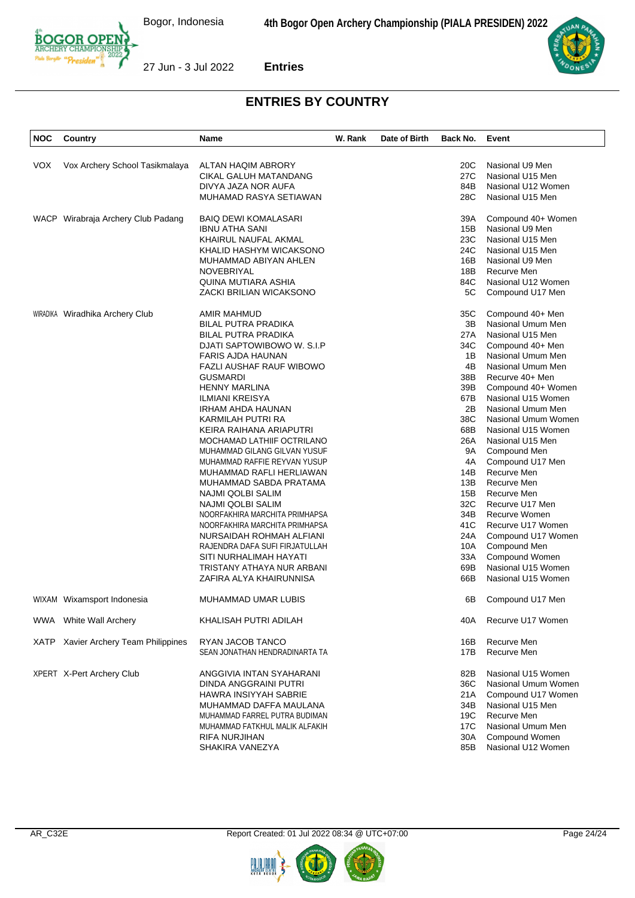## ENTRIES BY COUNTRY

| NOC | Country | Name | W. Rank | Date of Birth | Back No. | Event |
|---|---|---|---|---|---|---|
| VOX | Vox Archery School Tasikmalaya | ALTAN HAQIM ABRORY | | | 20C | Nasional U9 Men |
| | | CIKAL GALUH MATANDANG | | | 27C | Nasional U15 Men |
| | | DIVYA JAZA NOR AUFA | | | 84B | Nasional U12 Women |
| | | MUHAMAD RASYA SETIAWAN | | | 28C | Nasional U15 Men |
| WACP | Wirabraja Archery Club Padang | BAIQ DEWI KOMALASARI | | | 39A | Compound 40+ Women |
| | | IBNU ATHA SANI | | | 15B | Nasional U9 Men |
| | | KHAIRUL NAUFAL AKMAL | | | 23C | Nasional U15 Men |
| | | KHALID HASHYM WICAKSONO | | | 24C | Nasional U15 Men |
| | | MUHAMMAD ABIYAN AHLEN | | | 16B | Nasional U9 Men |
| | | NOVEBRIYAL | | | 18B | Recurve Men |
| | | QUINA MUTIARA ASHIA | | | 84C | Nasional U12 Women |
| | | ZACKI BRILIAN WICAKSONO | | | 5C | Compound U17 Men |
| WIRADIKA | Wiradhika Archery Club | AMIR MAHMUD | | | 35C | Compound 40+ Men |
| | | BILAL PUTRA PRADIKA | | | 3B | Nasional Umum Men |
| | | BILAL PUTRA PRADIKA | | | 27A | Nasional U15 Men |
| | | DJATI SAPTOWIBOWO W. S.I.P | | | 34C | Compound 40+ Men |
| | | FARIS AJDA HAUNAN | | | 1B | Nasional Umum Men |
| | | FAZLI AUSHAF RAUF WIBOWO | | | 4B | Nasional Umum Men |
| | | GUSMARDI | | | 38B | Recurve 40+ Men |
| | | HENNY MARLINA | | | 39B | Compound 40+ Women |
| | | ILMIANI KREISYA | | | 67B | Nasional U15 Women |
| | | IRHAM AHDA HAUNAN | | | 2B | Nasional Umum Men |
| | | KARMILAH PUTRI RA | | | 38C | Nasional Umum Women |
| | | KEIRA RAIHANA ARIAPUTRI | | | 68B | Nasional U15 Women |
| | | MOCHAMAD LATHIIF OCTRILANO | | | 26A | Nasional U15 Men |
| | | MUHAMMAD GILANG GILVAN YUSUF | | | 9A | Compound Men |
| | | MUHAMMAD RAFFIE REYVAN YUSUP | | | 4A | Compound U17 Men |
| | | MUHAMMAD RAFLI HERLIAWAN | | | 14B | Recurve Men |
| | | MUHAMMAD SABDA PRATAMA | | | 13B | Recurve Men |
| | | NAJMI QOLBI SALIM | | | 15B | Recurve Men |
| | | NAJMI QOLBI SALIM | | | 32C | Recurve U17 Men |
| | | NOORFAKHIRA MARCHITA PRIMHAPSA | | | 34B | Recurve Women |
| | | NOORFAKHIRA MARCHITA PRIMHAPSA | | | 41C | Recurve U17 Women |
| | | NURSAIDAH ROHMAH ALFIANI | | | 24A | Compound U17 Women |
| | | RAJENDRA DAFA SUFI FIRJATULLAH | | | 10A | Compound Men |
| | | SITI NURHALIMAH HAYATI | | | 33A | Compound Women |
| | | TRISTANY ATHAYA NUR ARBANI | | | 69B | Nasional U15 Women |
| | | ZAFIRA ALYA KHAIRUNNISA | | | 66B | Nasional U15 Women |
| WIXAM | Wixamsport Indonesia | MUHAMMAD UMAR LUBIS | | | 6B | Compound U17 Men |
| WWA | White Wall Archery | KHALISAH PUTRI ADILAH | | | 40A | Recurve U17 Women |
| XATP | Xavier Archery Team Philippines | RYAN JACOB TANCO | | | 16B | Recurve Men |
| | | SEAN JONATHAN HENDRADINARTA TA | | | 17B | Recurve Men |
| XPERT | X-Pert Archery Club | ANGGIVIA INTAN SYAHARANI | | | 82B | Nasional U15 Women |
| | | DINDA ANGGRAINI PUTRI | | | 36C | Nasional Umum Women |
| | | HAWRA INSIYYAH SABRIE | | | 21A | Compound U17 Women |
| | | MUHAMMAD DAFFA MAULANA | | | 34B | Nasional U15 Men |
| | | MUHAMMAD FARREL PUTRA BUDIMAN | | | 19C | Recurve Men |
| | | MUHAMMAD FATKHUL MALIK ALFAKIH | | | 17C | Nasional Umum Men |
| | | RIFA NURJIHAN | | | 30A | Compound Women |
| | | SHAKIRA VANEZYA | | | 85B | Nasional U12 Women |